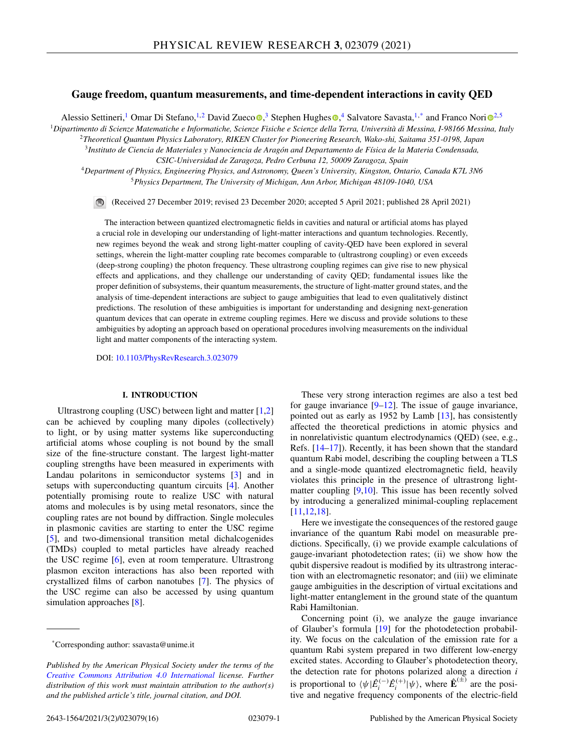# Gauge freedom, quantum measurements, and time-dependent interactions in cavity QED

Alessio Settineri,[1] Omar Di Stefano,[1,2] David Zueco,[3] Stephen Hughes,[4] Salvatore Savasta,[1,*] and Franco Nori[2,5]

[1]Dipartimento di Scienze Matematiche e Informatiche, Scienze Fisiche e Scienze della Terra, Università di Messina, I-98166 Messina, Italy
[2]Theoretical Quantum Physics Laboratory, RIKEN Cluster for Pioneering Research, Wako-shi, Saitama 351-0198, Japan
[3]Instituto de Ciencia de Materiales y Nanociencia de Aragón and Departamento de Física de la Materia Condensada, CSIC-Universidad de Zaragoza, Pedro Cerbuna 12, 50009 Zaragoza, Spain
[4]Department of Physics, Engineering Physics, and Astronomy, Queen's University, Kingston, Ontario, Canada K7L 3N6
[5]Physics Department, The University of Michigan, Ann Arbor, Michigan 48109-1040, USA

(Received 27 December 2019; revised 23 December 2020; accepted 5 April 2021; published 28 April 2021)

The interaction between quantized electromagnetic fields in cavities and natural or artificial atoms has played a crucial role in developing our understanding of light-matter interactions and quantum technologies. Recently, new regimes beyond the weak and strong light-matter coupling of cavity-QED have been explored in several settings, wherein the light-matter coupling rate becomes comparable to (ultrastrong coupling) or even exceeds (deep-strong coupling) the photon frequency. These ultrastrong coupling regimes can give rise to new physical effects and applications, and they challenge our understanding of cavity QED; fundamental issues like the proper definition of subsystems, their quantum measurements, the structure of light-matter ground states, and the analysis of time-dependent interactions are subject to gauge ambiguities that lead to even qualitatively distinct predictions. The resolution of these ambiguities is important for understanding and designing next-generation quantum devices that can operate in extreme coupling regimes. Here we discuss and provide solutions to these ambiguities by adopting an approach based on operational procedures involving measurements on the individual light and matter components of the interacting system.

DOI: 10.1103/PhysRevResearch.3.023079

## I. INTRODUCTION

Ultrastrong coupling (USC) between light and matter [1,2] can be achieved by coupling many dipoles (collectively) to light, or by using matter systems like superconducting artificial atoms whose coupling is not bound by the small size of the fine-structure constant. The largest light-matter coupling strengths have been measured in experiments with Landau polaritons in semiconductor systems [3] and in setups with superconducting quantum circuits [4]. Another potentially promising route to realize USC with natural atoms and molecules is by using metal resonators, since the coupling rates are not bound by diffraction. Single molecules in plasmonic cavities are starting to enter the USC regime [5], and two-dimensional transition metal dichalcogenides (TMDs) coupled to metal particles have already reached the USC regime [6], even at room temperature. Ultrastrong plasmon exciton interactions has also been reported with crystallized films of carbon nanotubes [7]. The physics of the USC regime can also be accessed by using quantum simulation approaches [8].

These very strong interaction regimes are also a test bed for gauge invariance [9–12]. The issue of gauge invariance, pointed out as early as 1952 by Lamb [13], has consistently affected the theoretical predictions in atomic physics and in nonrelativistic quantum electrodynamics (QED) (see, e.g., Refs. [14–17]). Recently, it has been shown that the standard quantum Rabi model, describing the coupling between a TLS and a single-mode quantized electromagnetic field, heavily violates this principle in the presence of ultrastrong light-matter coupling [9,10]. This issue has been recently solved by introducing a generalized minimal-coupling replacement [11,12,18].

Here we investigate the consequences of the restored gauge invariance of the quantum Rabi model on measurable predictions. Specifically, (i) we provide example calculations of gauge-invariant photodetection rates; (ii) we show how the qubit dispersive readout is modified by its ultrastrong interaction with an electromagnetic resonator; and (iii) we eliminate gauge ambiguities in the description of virtual excitations and light-matter entanglement in the ground state of the quantum Rabi Hamiltonian.

Concerning point (i), we analyze the gauge invariance of Glauber's formula [19] for the photodetection probability. We focus on the calculation of the emission rate for a quantum Rabi system prepared in two different low-energy excited states. According to Glauber's photodetection theory, the detection rate for photons polarized along a direction $i$ is proportional to $\langle\psi|\hat{E}_i^{(-)}\hat{E}_i^{(+)}|\psi\rangle$, where $\hat{\mathbf{E}}^{(\pm)}$ are the positive and negative frequency components of the electric-field

*Corresponding author: ssavasta@unime.it

*Published by the American Physical Society under the terms of the Creative Commons Attribution 4.0 International license. Further distribution of this work must maintain attribution to the author(s) and the published article's title, journal citation, and DOI.*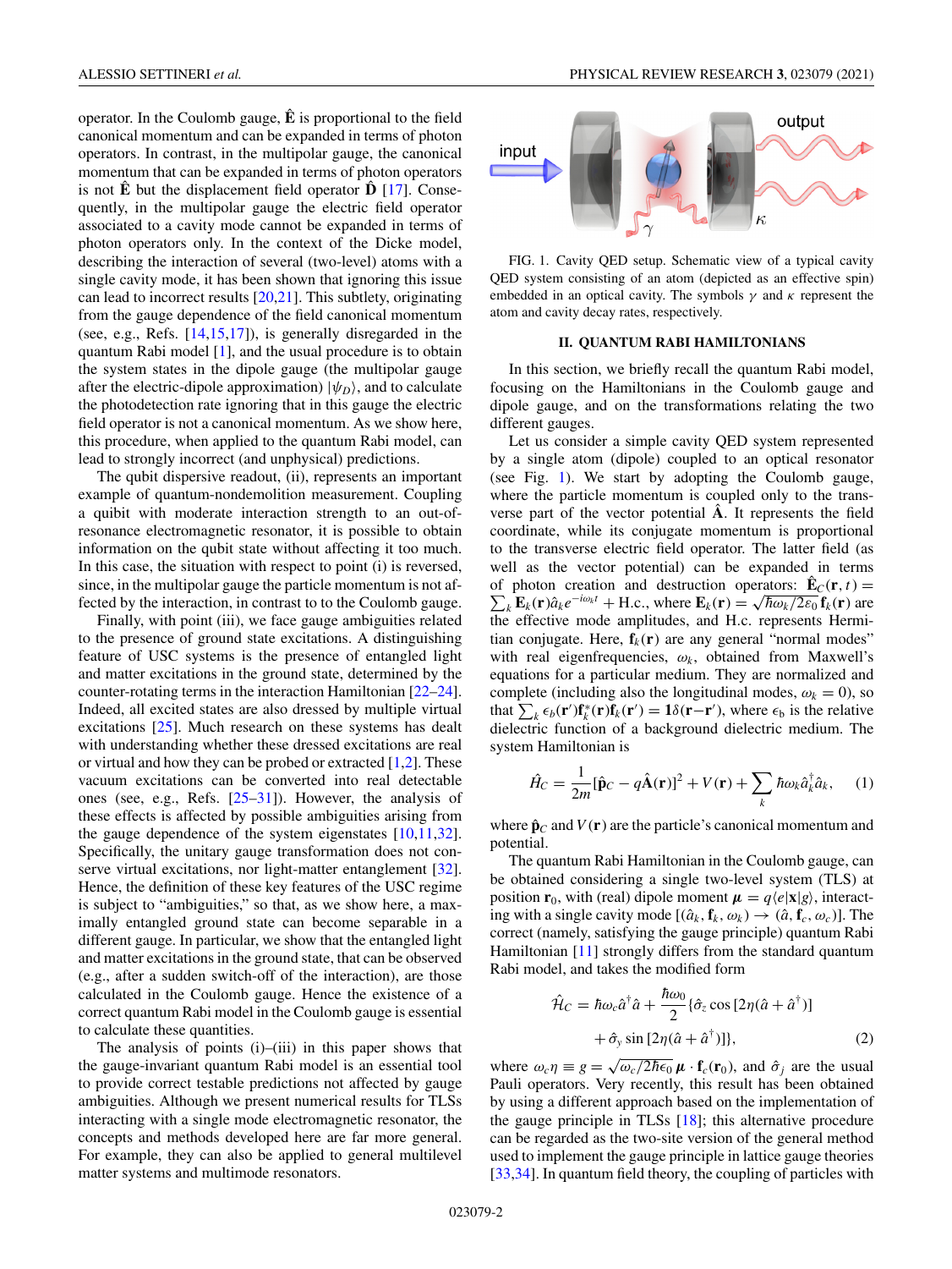operator. In the Coulomb gauge, $\hat{\mathbf{E}}$ is proportional to the field canonical momentum and can be expanded in terms of photon operators. In contrast, in the multipolar gauge, the canonical momentum that can be expanded in terms of photon operators is not $\hat{\mathbf{E}}$ but the displacement field operator $\hat{\mathbf{D}}$ [17]. Consequently, in the multipolar gauge the electric field operator associated to a cavity mode cannot be expanded in terms of photon operators only. In the context of the Dicke model, describing the interaction of several (two-level) atoms with a single cavity mode, it has been shown that ignoring this issue can lead to incorrect results [20,21]. This subtlety, originating from the gauge dependence of the field canonical momentum (see, e.g., Refs. [14,15,17]), is generally disregarded in the quantum Rabi model [1], and the usual procedure is to obtain the system states in the dipole gauge (the multipolar gauge after the electric-dipole approximation) $|\psi_D\rangle$, and to calculate the photodetection rate ignoring that in this gauge the electric field operator is not a canonical momentum. As we show here, this procedure, when applied to the quantum Rabi model, can lead to strongly incorrect (and unphysical) predictions.

The qubit dispersive readout, (ii), represents an important example of quantum-nondemolition measurement. Coupling a qubit with moderate interaction strength to an out-of-resonance electromagnetic resonator, it is possible to obtain information on the qubit state without affecting it too much. In this case, the situation with respect to point (i) is reversed, since, in the multipolar gauge the particle momentum is not affected by the interaction, in contrast to to the Coulomb gauge.

Finally, with point (iii), we face gauge ambiguities related to the presence of ground state excitations. A distinguishing feature of USC systems is the presence of entangled light and matter excitations in the ground state, determined by the counter-rotating terms in the interaction Hamiltonian [22–24]. Indeed, all excited states are also dressed by multiple virtual excitations [25]. Much research on these systems has dealt with understanding whether these dressed excitations are real or virtual and how they can be probed or extracted [1,2]. These vacuum excitations can be converted into real detectable ones (see, e.g., Refs. [25–31]). However, the analysis of these effects is affected by possible ambiguities arising from the gauge dependence of the system eigenstates [10,11,32]. Specifically, the unitary gauge transformation does not conserve virtual excitations, nor light-matter entanglement [32]. Hence, the definition of these key features of the USC regime is subject to "ambiguities," so that, as we show here, a maximally entangled ground state can become separable in a different gauge. In particular, we show that the entangled light and matter excitations in the ground state, that can be observed (e.g., after a sudden switch-off of the interaction), are those calculated in the Coulomb gauge. Hence the existence of a correct quantum Rabi model in the Coulomb gauge is essential to calculate these quantities.

The analysis of points (i)–(iii) in this paper shows that the gauge-invariant quantum Rabi model is an essential tool to provide correct testable predictions not affected by gauge ambiguities. Although we present numerical results for TLSs interacting with a single mode electromagnetic resonator, the concepts and methods developed here are far more general. For example, they can also be applied to general multilevel matter systems and multimode resonators.

FIG. 1. Cavity QED setup. Schematic view of a typical cavity QED system consisting of an atom (depicted as an effective spin) embedded in an optical cavity. The symbols $\gamma$ and $\kappa$ represent the atom and cavity decay rates, respectively.

## II. QUANTUM RABI HAMILTONIANS

In this section, we briefly recall the quantum Rabi model, focusing on the Hamiltonians in the Coulomb gauge and dipole gauge, and on the transformations relating the two different gauges.

Let us consider a simple cavity QED system represented by a single atom (dipole) coupled to an optical resonator (see Fig. 1). We start by adopting the Coulomb gauge, where the particle momentum is coupled only to the transverse part of the vector potential $\hat{\mathbf{A}}$. It represents the field coordinate, while its conjugate momentum is proportional to the transverse electric field operator. The latter field (as well as the vector potential) can be expanded in terms of photon creation and destruction operators: $\hat{\mathbf{E}}_C(\mathbf{r},t) = \sum_k \mathbf{E}_k(\mathbf{r})\hat{a}_k e^{-i\omega_k t} + \text{H.c.}$, where $\mathbf{E}_k(\mathbf{r}) = \sqrt{\hbar\omega_k/2\varepsilon_0}\,\mathbf{f}_k(\mathbf{r})$ are the effective mode amplitudes, and H.c. represents Hermitian conjugate. Here, $\mathbf{f}_k(\mathbf{r})$ are any general "normal modes" with real eigenfrequencies, $\omega_k$, obtained from Maxwell's equations for a particular medium. They are normalized and complete (including also the longitudinal modes, $\omega_k = 0$), so that $\sum_k \epsilon_b(\mathbf{r}')\mathbf{f}_k^*(\mathbf{r})\mathbf{f}_k(\mathbf{r}') = \mathbf{1}\delta(\mathbf{r}-\mathbf{r}')$, where $\epsilon_b$ is the relative dielectric function of a background dielectric medium. The system Hamiltonian is

$$\hat{H}_C = \frac{1}{2m}[\hat{\mathbf{p}}_C - q\hat{\mathbf{A}}(\mathbf{r})]^2 + V(\mathbf{r}) + \sum_k \hbar\omega_k \hat{a}_k^\dagger \hat{a}_k, \quad (1)$$

where $\hat{\mathbf{p}}_C$ and $V(\mathbf{r})$ are the particle's canonical momentum and potential.

The quantum Rabi Hamiltonian in the Coulomb gauge, can be obtained considering a single two-level system (TLS) at position $\mathbf{r}_0$, with (real) dipole moment $\boldsymbol{\mu} = q\langle e|\mathbf{x}|g\rangle$, interacting with a single cavity mode $[(\hat{a}_k, \mathbf{f}_k, \omega_k) \to (\hat{a}, \mathbf{f}_c, \omega_c)]$. The correct (namely, satisfying the gauge principle) quantum Rabi Hamiltonian [11] strongly differs from the standard quantum Rabi model, and takes the modified form

$$\begin{aligned}\hat{\mathcal{H}}_C = \hbar\omega_c \hat{a}^\dagger\hat{a} + \frac{\hbar\omega_0}{2}\{\hat{\sigma}_z \cos[2\eta(\hat{a}+\hat{a}^\dagger)] \\ + \hat{\sigma}_y \sin[2\eta(\hat{a}+\hat{a}^\dagger)]\},\end{aligned} \quad (2)$$

where $\omega_c\eta \equiv g = \sqrt{\omega_c/2\hbar\epsilon_0}\,\boldsymbol{\mu}\cdot\mathbf{f}_c(\mathbf{r}_0)$, and $\hat{\sigma}_j$ are the usual Pauli operators. Very recently, this result has been obtained by using a different approach based on the implementation of the gauge principle in TLSs [18]; this alternative procedure can be regarded as the two-site version of the general method used to implement the gauge principle in lattice gauge theories [33,34]. In quantum field theory, the coupling of particles with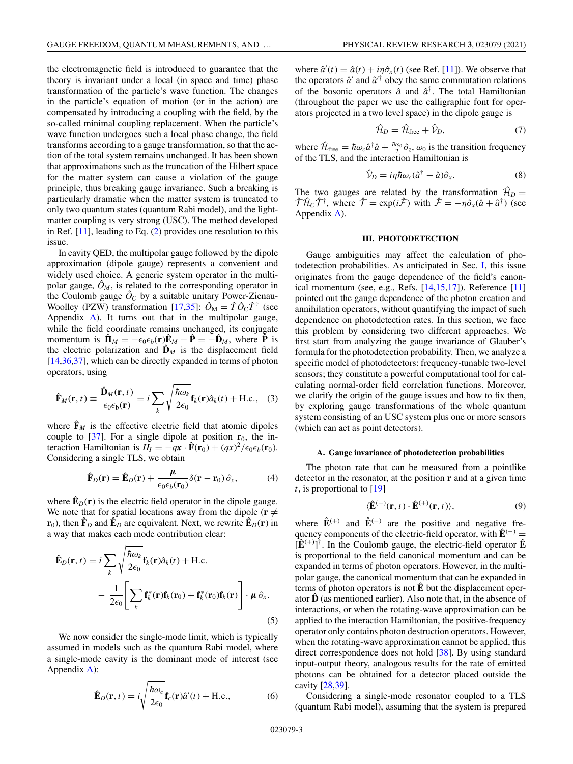the electromagnetic field is introduced to guarantee that the theory is invariant under a local (in space and time) phase transformation of the particle's wave function. The changes in the particle's equation of motion (or in the action) are compensated by introducing a coupling with the field, by the so-called minimal coupling replacement. When the particle's wave function undergoes such a local phase change, the field transforms according to a gauge transformation, so that the action of the total system remains unchanged. It has been shown that approximations such as the truncation of the Hilbert space for the matter system can cause a violation of the gauge principle, thus breaking gauge invariance. Such a breaking is particularly dramatic when the matter system is truncated to only two quantum states (quantum Rabi model), and the light-matter coupling is very strong (USC). The method developed in Ref. [11], leading to Eq. (2) provides one resolution to this issue.

In cavity QED, the multipolar gauge followed by the dipole approximation (dipole gauge) represents a convenient and widely used choice. A generic system operator in the multipolar gauge, $\hat{O}_M$, is related to the corresponding operator in the Coulomb gauge $\hat{O}_C$ by a suitable unitary Power-Zienau-Woolley (PZW) transformation [17,35]: $\hat{O}_M = \hat{T}\hat{O}_C\hat{T}^\dagger$ (see Appendix A). It turns out that in the multipolar gauge, while the field coordinate remains unchanged, its conjugate momentum is $\hat{\mathbf{\Pi}}_M = -\epsilon_0\epsilon_b(\mathbf{r})\hat{\mathbf{E}}_M - \hat{\mathbf{P}} = -\hat{\mathbf{D}}_M$, where $\hat{\mathbf{P}}$ is the electric polarization and $\hat{\mathbf{D}}_M$ is the displacement field [14,36,37], which can be directly expanded in terms of photon operators, using

$$\hat{\mathbf{F}}_M(\mathbf{r},t) \equiv \frac{\hat{\mathbf{D}}_M(\mathbf{r},t)}{\epsilon_0\epsilon_b(\mathbf{r})} = i\sum_k \sqrt{\frac{\hbar\omega_k}{2\epsilon_0}}\mathbf{f}_k(\mathbf{r})\hat{a}_k(t) + \text{H.c.}, \quad (3)$$

where $\hat{\mathbf{F}}_M$ is the effective electric field that atomic dipoles couple to [37]. For a single dipole at position $\mathbf{r}_0$, the interaction Hamiltonian is $H_I = -q\boldsymbol{x}\cdot\hat{\mathbf{F}}(\mathbf{r}_0) + (qx)^2/\epsilon_0\epsilon_b(\mathbf{r}_0)$. Considering a single TLS, we obtain

$$\hat{\mathbf{F}}_D(\mathbf{r}) = \hat{\mathbf{E}}_D(\mathbf{r}) + \frac{\boldsymbol{\mu}}{\epsilon_0\epsilon_b(\mathbf{r}_0)}\delta(\mathbf{r}-\mathbf{r}_0)\,\hat{\sigma}_x, \quad (4)$$

where $\hat{\mathbf{E}}_D(\mathbf{r})$ is the electric field operator in the dipole gauge. We note that for spatial locations away from the dipole ($\mathbf{r} \neq \mathbf{r}_0$), then $\hat{\mathbf{F}}_D$ and $\hat{\mathbf{E}}_D$ are equivalent. Next, we rewrite $\hat{\mathbf{E}}_D(\mathbf{r})$ in a way that makes each mode contribution clear:

$$\begin{aligned}\hat{\mathbf{E}}_D(\mathbf{r},t) &= i\sum_k \sqrt{\frac{\hbar\omega_k}{2\epsilon_0}}\mathbf{f}_k(\mathbf{r})\hat{a}_k(t) + \text{H.c.}\\ &\quad - \frac{1}{2\epsilon_0}\left[\sum_k \mathbf{f}_k^*(\mathbf{r})\mathbf{f}_k(\mathbf{r}_0) + \mathbf{f}_k^*(\mathbf{r}_0)\mathbf{f}_k(\mathbf{r})\right]\cdot\boldsymbol{\mu}\,\hat{\sigma}_x.\end{aligned} \quad (5)$$

We now consider the single-mode limit, which is typically assumed in models such as the quantum Rabi model, where a single-mode cavity is the dominant mode of interest (see Appendix A):

$$\hat{\mathbf{E}}_D(\mathbf{r},t) = i\sqrt{\frac{\hbar\omega_c}{2\epsilon_0}}\mathbf{f}_c(\mathbf{r})\hat{a}'(t) + \text{H.c.}, \quad (6)$$

where $\hat{a}'(t) = \hat{a}(t) + i\eta\hat{\sigma}_x(t)$ (see Ref. [11]). We observe that the operators $\hat{a}'$ and $\hat{a}'^\dagger$ obey the same commutation relations of the bosonic operators $\hat{a}$ and $\hat{a}^\dagger$. The total Hamiltonian (throughout the paper we use the calligraphic font for operators projected in a two level space) in the dipole gauge is

$$\hat{\mathcal{H}}_D = \hat{\mathcal{H}}_{\text{free}} + \hat{\mathcal{V}}_D, \quad (7)$$

where $\hat{\mathcal{H}}_{\text{free}} = \hbar\omega_c\hat{a}^\dagger\hat{a} + \frac{\hbar\omega_0}{2}\hat{\sigma}_z$, $\omega_0$ is the transition frequency of the TLS, and the interaction Hamiltonian is

$$\hat{\mathcal{V}}_D = i\eta\hbar\omega_c(\hat{a}^\dagger - \hat{a})\hat{\sigma}_x. \quad (8)$$

The two gauges are related by the transformation $\hat{\mathcal{H}}_D = \hat{\mathcal{T}}\hat{\mathcal{H}}_C\hat{\mathcal{T}}^\dagger$, where $\hat{\mathcal{T}} = \exp(i\hat{\mathcal{F}})$ with $\hat{\mathcal{F}} = -\eta\hat{\sigma}_x(\hat{a} + \hat{a}^\dagger)$ (see Appendix A).

## III. PHOTODETECTION

Gauge ambiguities may affect the calculation of photodetection probabilities. As anticipated in Sec. I, this issue originates from the gauge dependence of the field's canonical momentum (see, e.g., Refs. [14,15,17]). Reference [11] pointed out the gauge dependence of the photon creation and annihilation operators, without quantifying the impact of such dependence on photodetection rates. In this section, we face this problem by considering two different approaches. We first start from analyzing the gauge invariance of Glauber's formula for the photodetection probability. Then, we analyze a specific model of photodetectors: frequency-tunable two-level sensors; they constitute a powerful computational tool for calculating normal-order field correlation functions. Moreover, we clarify the origin of the gauge issues and how to fix then, by exploring gauge transformations of the whole quantum system consisting of an USC system plus one or more sensors (which can act as point detectors).

### A. Gauge invariance of photodetection probabilities

The photon rate that can be measured from a pointlike detector in the resonator, at the position $\mathbf{r}$ and at a given time $t$, is proportional to [19]

$$\langle\hat{\mathbf{E}}^{(-)}(\mathbf{r},t)\cdot\hat{\mathbf{E}}^{(+)}(\mathbf{r},t)\rangle, \quad (9)$$

where $\hat{\mathbf{E}}^{(+)}$ and $\hat{\mathbf{E}}^{(-)}$ are the positive and negative frequency components of the electric-field operator, with $\hat{\mathbf{E}}^{(-)} = [\hat{\mathbf{E}}^{(+)}]^\dagger$. In the Coulomb gauge, the electric-field operator $\hat{\mathbf{E}}$ is proportional to the field canonical momentum and can be expanded in terms of photon operators. However, in the multipolar gauge, the canonical momentum that can be expanded in terms of photon operators is not $\hat{\mathbf{E}}$ but the displacement operator $\hat{\mathbf{D}}$ (as mentioned earlier). Also note that, in the absence of interactions, or when the rotating-wave approximation can be applied to the interaction Hamiltonian, the positive-frequency operator only contains photon destruction operators. However, when the rotating-wave approximation cannot be applied, this direct correspondence does not hold [38]. By using standard input-output theory, analogous results for the rate of emitted photons can be obtained for a detector placed outside the cavity [28,39].

Considering a single-mode resonator coupled to a TLS (quantum Rabi model), assuming that the system is prepared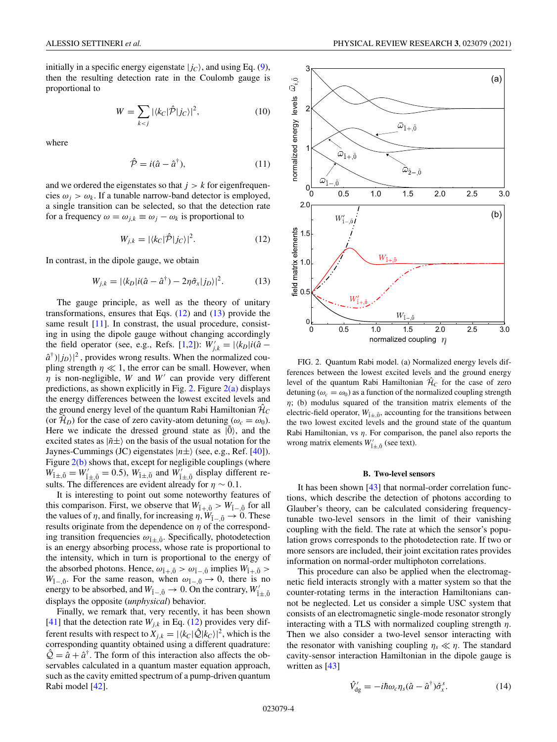initially in a specific energy eigenstate $|j_C\rangle$, and using Eq. (9), then the resulting detection rate in the Coulomb gauge is proportional to

$$W = \sum_{k<j} |\langle k_C|\hat{\mathcal{P}}|j_C\rangle|^2, \tag{10}$$

where

$$\hat{\mathcal{P}} = i(\hat{a} - \hat{a}^\dagger), \tag{11}$$

and we ordered the eigenstates so that $j > k$ for eigenfrequencies $\omega_j > \omega_k$. If a tunable narrow-band detector is employed, a single transition can be selected, so that the detection rate for a frequency $\omega = \omega_{j,k} \equiv \omega_j - \omega_k$ is proportional to

$$W_{j,k} = |\langle k_C|\hat{\mathcal{P}}|j_C\rangle|^2. \tag{12}$$

In contrast, in the dipole gauge, we obtain

$$W_{j,k} = |\langle k_D|i(\hat{a} - \hat{a}^\dagger) - 2\eta\hat{\sigma}_x|j_D\rangle|^2. \tag{13}$$

The gauge principle, as well as the theory of unitary transformations, ensures that Eqs. (12) and (13) provide the same result [11]. In contrast, the usual procedure, consisting in using the dipole gauge without changing accordingly the field operator (see, e.g., Refs. [1,2]): $W'_{j,k} = |\langle k_D|i(\hat{a} - \hat{a}^\dagger)|j_D\rangle|^2$, provides wrong results. When the normalized coupling strength $\eta \ll 1$, the error can be small. However, when $\eta$ is non-negligible, $W$ and $W'$ can provide very different predictions, as shown explicitly in Fig. 2. Figure 2(a) displays the energy differences between the lowest excited levels and the ground energy level of the quantum Rabi Hamiltonian $\hat{\mathcal{H}}_C$ (or $\hat{\mathcal{H}}_D$) for the case of zero cavity-atom detuning ($\omega_c = \omega_0$). Here we indicate the dressed ground state as $|\tilde{0}\rangle$, and the excited states as $|\tilde{n}\pm\rangle$ on the basis of the usual notation for the Jaynes-Cummings (JC) eigenstates $|n\pm\rangle$ (see, e.g., Ref. [40]). Figure 2(b) shows that, except for negligible couplings (where $W_{\tilde{1}\pm,\tilde{0}} = W'_{\tilde{1}\pm,\tilde{0}} = 0.5$), $W_{\tilde{1}\pm,\tilde{0}}$ and $W'_{\tilde{1}\pm,\tilde{0}}$ display different results. The differences are evident already for $\eta \sim 0.1$.

It is interesting to point out some noteworthy features of this comparison. First, we observe that $W_{\tilde{1}+,\tilde{0}} > W_{\tilde{1}-,\tilde{0}}$ for all the values of $\eta$, and finally, for increasing $\eta$, $W_{\tilde{1}-,\tilde{0}} \to 0$. These results originate from the dependence on $\eta$ of the corresponding transition frequencies $\omega_{\tilde{1}\pm,\tilde{0}}$. Specifically, photodetection is an energy absorbing process, whose rate is proportional to the intensity, which in turn is proportional to the energy of the absorbed photons. Hence, $\omega_{\tilde{1}+,\tilde{0}} > \omega_{\tilde{1}-,\tilde{0}}$ implies $W_{\tilde{1}+,\tilde{0}} > W_{\tilde{1}-,\tilde{0}}$. For the same reason, when $\omega_{\tilde{1}-,\tilde{0}} \to 0$, there is no energy to be absorbed, and $W_{\tilde{1}-,\tilde{0}} \to 0$. On the contrary, $W'_{\tilde{1}\pm,\tilde{0}}$ displays the opposite (*unphysical*) behavior.

Finally, we remark that, very recently, it has been shown [41] that the detection rate $W_{j,k}$ in Eq. (12) provides very different results with respect to $X_{j,k} = |\langle k_C|\hat{\mathcal{Q}}|k_C\rangle|^2$, which is the corresponding quantity obtained using a different quadrature: $\hat{\mathcal{Q}} = \hat{a} + \hat{a}^\dagger$. The form of this interaction also affects the observables calculated in a quantum master equation approach, such as the cavity emitted spectrum of a pump-driven quantum Rabi model [42].

FIG. 2. Quantum Rabi model. (a) Normalized energy levels differences between the lowest excited levels and the ground energy level of the quantum Rabi Hamiltonian $\hat{\mathcal{H}}_C$ for the case of zero detuning ($\omega_c = \omega_0$) as a function of the normalized coupling strength $\eta$; (b) modulus squared of the transition matrix elements of the electric-field operator, $W_{\tilde{1}\pm,\tilde{0}}$, accounting for the transitions between the two lowest excited levels and the ground state of the quantum Rabi Hamiltonian, vs $\eta$. For comparison, the panel also reports the wrong matrix elements $W'_{\tilde{1}\pm,\tilde{0}}$ (see text).

### B. Two-level sensors

It has been shown [43] that normal-order correlation functions, which describe the detection of photons according to Glauber's theory, can be calculated considering frequency-tunable two-level sensors in the limit of their vanishing coupling with the field. The rate at which the sensor's population grows corresponds to the photodetection rate. If two or more sensors are included, their joint excitation rates provides information on normal-order multiphoton correlations.

This procedure can also be applied when the electromagnetic field interacts strongly with a matter system so that the counter-rotating terms in the interaction Hamiltonians cannot be neglected. Let us consider a simple USC system that consists of an electromagnetic single-mode resonator strongly interacting with a TLS with normalized coupling strength $\eta$. Then we also consider a two-level sensor interacting with the resonator with vanishing coupling $\eta_s \ll \eta$. The standard cavity-sensor interaction Hamiltonian in the dipole gauge is written as [43]

$$\hat{V}'_{\text{dg}} = -i\hbar\omega_c\eta_s(\hat{a} - \hat{a}^\dagger)\hat{\sigma}^s_x. \tag{14}$$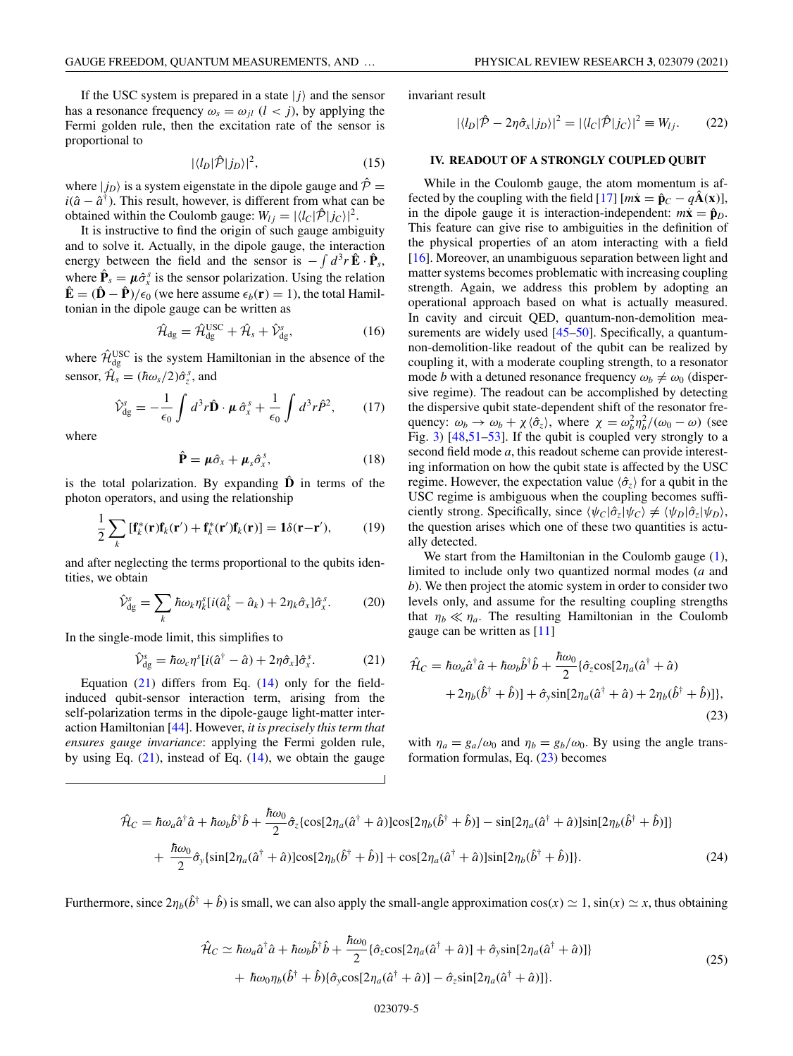If the USC system is prepared in a state $|j\rangle$ and the sensor has a resonance frequency $\omega_s = \omega_{jl}$ ($l < j$), by applying the Fermi golden rule, then the excitation rate of the sensor is proportional to

$$|\langle l_D|\hat{\mathcal{P}}|j_D\rangle|^2, \tag{15}$$

where $|j_D\rangle$ is a system eigenstate in the dipole gauge and $\hat{\mathcal{P}} = i(\hat{a} - \hat{a}^\dagger)$. This result, however, is different from what can be obtained within the Coulomb gauge: $W_{lj} = |\langle l_C|\hat{\mathcal{P}}|j_C\rangle|^2$.

It is instructive to find the origin of such gauge ambiguity and to solve it. Actually, in the dipole gauge, the interaction energy between the field and the sensor is $-\int d^3r\,\hat{\mathbf{E}}\cdot\hat{\mathbf{P}}_s$, where $\hat{\mathbf{P}}_s = \boldsymbol{\mu}\hat{\sigma}_x^s$ is the sensor polarization. Using the relation $\hat{\mathbf{E}} = (\hat{\mathbf{D}} - \hat{\mathbf{P}})/\epsilon_0$ (we here assume $\epsilon_b(\mathbf{r}) = 1$), the total Hamiltonian in the dipole gauge can be written as

$$\hat{\mathcal{H}}_{\rm dg} = \hat{\mathcal{H}}_{\rm dg}^{\rm USC} + \hat{\mathcal{H}}_s + \hat{\mathcal{V}}_{\rm dg}^s, \tag{16}$$

where $\hat{\mathcal{H}}_{\rm dg}^{\rm USC}$ is the system Hamiltonian in the absence of the sensor, $\hat{\mathcal{H}}_s = (\hbar\omega_s/2)\hat{\sigma}_z^s$, and

$$\hat{\mathcal{V}}_{\rm dg}^s = -\frac{1}{\epsilon_0}\int d^3r\,\hat{\mathbf{D}}\cdot\boldsymbol{\mu}\,\hat{\sigma}_x^s + \frac{1}{\epsilon_0}\int d^3r\,\hat{P}^2, \tag{17}$$

where

$$\hat{\mathbf{P}} = \boldsymbol{\mu}\hat{\sigma}_x + \boldsymbol{\mu}_s\hat{\sigma}_x^s, \tag{18}$$

is the total polarization. By expanding $\hat{\mathbf{D}}$ in terms of the photon operators, and using the relationship

$$\frac{1}{2}\sum_k[\mathbf{f}_k^*(\mathbf{r})\mathbf{f}_k(\mathbf{r}') + \mathbf{f}_k^*(\mathbf{r}')\mathbf{f}_k(\mathbf{r})] = \mathbf{1}\delta(\mathbf{r}-\mathbf{r}'), \tag{19}$$

and after neglecting the terms proportional to the qubits identities, we obtain

$$\hat{\mathcal{V}}_{\rm dg}^s = \sum_k \hbar\omega_k\eta_k^s[i(\hat{a}_k^\dagger - \hat{a}_k) + 2\eta_k\hat{\sigma}_x]\hat{\sigma}_x^s. \tag{20}$$

In the single-mode limit, this simplifies to

$$\hat{\mathcal{V}}_{\rm dg}^s = \hbar\omega_c\eta^s[i(\hat{a}^\dagger - \hat{a}) + 2\eta\hat{\sigma}_x]\hat{\sigma}_x^s. \tag{21}$$

Equation (21) differs from Eq. (14) only for the field-induced qubit-sensor interaction term, arising from the self-polarization terms in the dipole-gauge light-matter interaction Hamiltonian [44]. However, *it is precisely this term that ensures gauge invariance*: applying the Fermi golden rule, by using Eq. (21), instead of Eq. (14), we obtain the gauge invariant result

$$|\langle l_D|\hat{\mathcal{P}} - 2\eta\hat{\sigma}_x|j_D\rangle|^2 = |\langle l_C|\hat{\mathcal{P}}|j_C\rangle|^2 \equiv W_{lj}. \tag{22}$$

## IV. READOUT OF A STRONGLY COUPLED QUBIT

While in the Coulomb gauge, the atom momentum is affected by the coupling with the field [17] [$m\dot{\mathbf{x}} = \hat{\mathbf{p}}_C - q\hat{\mathbf{A}}(\mathbf{x})$], in the dipole gauge it is interaction-independent: $m\dot{\mathbf{x}} = \hat{\mathbf{p}}_D$. This feature can give rise to ambiguities in the definition of the physical properties of an atom interacting with a field [16]. Moreover, an unambiguous separation between light and matter systems becomes problematic with increasing coupling strength. Again, we address this problem by adopting an operational approach based on what is actually measured. In cavity and circuit QED, quantum-non-demolition measurements are widely used [45–50]. Specifically, a quantum-non-demolition-like readout of the qubit can be realized by coupling it, with a moderate coupling strength, to a resonator mode $b$ with a detuned resonance frequency $\omega_b \neq \omega_0$ (dispersive regime). The readout can be accomplished by detecting the dispersive qubit state-dependent shift of the resonator frequency: $\omega_b \to \omega_b + \chi\langle\hat{\sigma}_z\rangle$, where $\chi = \omega_b^2\eta_b^2/(\omega_0 - \omega)$ (see Fig. 3) [48,51–53]. If the qubit is coupled very strongly to a second field mode $a$, this readout scheme can provide interesting information on how the qubit state is affected by the USC regime. However, the expectation value $\langle\hat{\sigma}_z\rangle$ for a qubit in the USC regime is ambiguous when the coupling becomes sufficiently strong. Specifically, since $\langle\psi_C|\hat{\sigma}_z|\psi_C\rangle \neq \langle\psi_D|\hat{\sigma}_z|\psi_D\rangle$, the question arises which one of these two quantities is actually detected.

We start from the Hamiltonian in the Coulomb gauge (1), limited to include only two quantized normal modes ($a$ and $b$). We then project the atomic system in order to consider two levels only, and assume for the resulting coupling strengths that $\eta_b \ll \eta_a$. The resulting Hamiltonian in the Coulomb gauge can be written as [11]

$$\begin{aligned}\hat{\mathcal{H}}_C = \hbar\omega_a\hat{a}^\dagger\hat{a} + \hbar\omega_b\hat{b}^\dagger\hat{b} + \frac{\hbar\omega_0}{2}\{\hat{\sigma}_z\cos[2\eta_a(\hat{a}^\dagger + \hat{a})\\ + 2\eta_b(\hat{b}^\dagger + \hat{b})] + \hat{\sigma}_y\sin[2\eta_a(\hat{a}^\dagger + \hat{a}) + 2\eta_b(\hat{b}^\dagger + \hat{b})]\},\end{aligned} \tag{23}$$

with $\eta_a = g_a/\omega_0$ and $\eta_b = g_b/\omega_0$. By using the angle transformation formulas, Eq. (23) becomes

$$\begin{aligned}\hat{\mathcal{H}}_C = {}& \hbar\omega_a\hat{a}^\dagger\hat{a} + \hbar\omega_b\hat{b}^\dagger\hat{b} + \frac{\hbar\omega_0}{2}\hat{\sigma}_z\{\cos[2\eta_a(\hat{a}^\dagger + \hat{a})]\cos[2\eta_b(\hat{b}^\dagger + \hat{b})] - \sin[2\eta_a(\hat{a}^\dagger + \hat{a})]\sin[2\eta_b(\hat{b}^\dagger + \hat{b})]\}\\ &+ \frac{\hbar\omega_0}{2}\hat{\sigma}_y\{\sin[2\eta_a(\hat{a}^\dagger + \hat{a})]\cos[2\eta_b(\hat{b}^\dagger + \hat{b})] + \cos[2\eta_a(\hat{a}^\dagger + \hat{a})]\sin[2\eta_b(\hat{b}^\dagger + \hat{b})]\}.\end{aligned} \tag{24}$$

Furthermore, since $2\eta_b(\hat{b}^\dagger + \hat{b})$ is small, we can also apply the small-angle approximation $\cos(x) \simeq 1$, $\sin(x) \simeq x$, thus obtaining

$$\begin{aligned}\hat{\mathcal{H}}_C \simeq {}& \hbar\omega_a\hat{a}^\dagger\hat{a} + \hbar\omega_b\hat{b}^\dagger\hat{b} + \frac{\hbar\omega_0}{2}\{\hat{\sigma}_z\cos[2\eta_a(\hat{a}^\dagger + \hat{a})] + \hat{\sigma}_y\sin[2\eta_a(\hat{a}^\dagger + \hat{a})]\}\\ &+ \hbar\omega_0\eta_b(\hat{b}^\dagger + \hat{b})\{\hat{\sigma}_y\cos[2\eta_a(\hat{a}^\dagger + \hat{a})] - \hat{\sigma}_z\sin[2\eta_a(\hat{a}^\dagger + \hat{a})]\}.\end{aligned} \tag{25}$$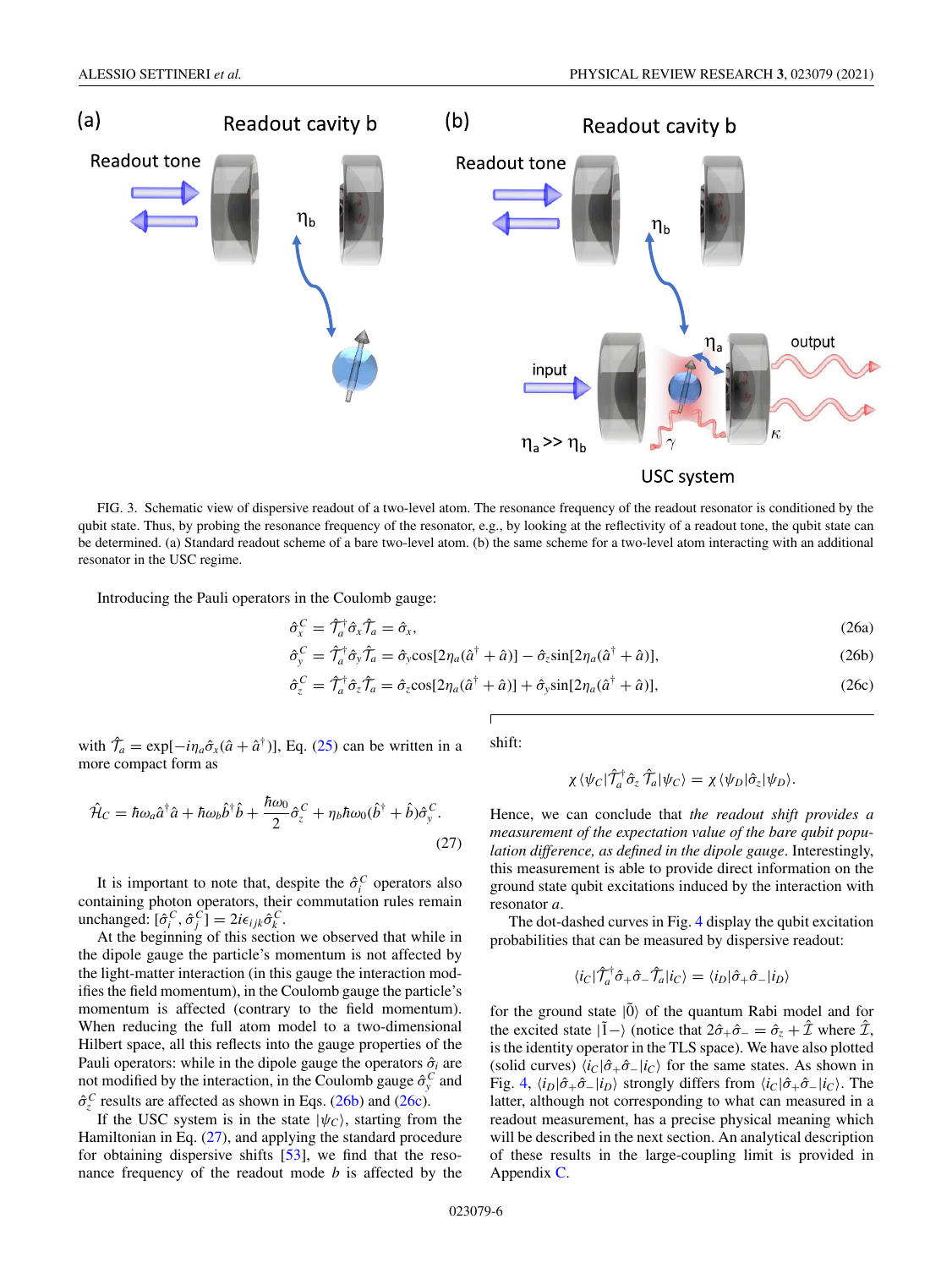FIG. 3. Schematic view of dispersive readout of a two-level atom. The resonance frequency of the readout resonator is conditioned by the qubit state. Thus, by probing the resonance frequency of the resonator, e.g., by looking at the reflectivity of a readout tone, the qubit state can be determined. (a) Standard readout scheme of a bare two-level atom. (b) the same scheme for a two-level atom interacting with an additional resonator in the USC regime.

Introducing the Pauli operators in the Coulomb gauge:

$$\hat{\sigma}_x^C = \hat{\mathcal{T}}_a^\dagger \hat{\sigma}_x \hat{\mathcal{T}}_a = \hat{\sigma}_x, \tag{26a}$$

$$\hat{\sigma}_y^C = \hat{\mathcal{T}}_a^\dagger \hat{\sigma}_y \hat{\mathcal{T}}_a = \hat{\sigma}_y \cos[2\eta_a(\hat{a}^\dagger + \hat{a})] - \hat{\sigma}_z \sin[2\eta_a(\hat{a}^\dagger + \hat{a})], \tag{26b}$$

$$\hat{\sigma}_z^C = \hat{\mathcal{T}}_a^\dagger \hat{\sigma}_z \hat{\mathcal{T}}_a = \hat{\sigma}_z \cos[2\eta_a(\hat{a}^\dagger + \hat{a})] + \hat{\sigma}_y \sin[2\eta_a(\hat{a}^\dagger + \hat{a})], \tag{26c}$$

with $\hat{\mathcal{T}}_a = \exp[-i\eta_a \hat{\sigma}_x(\hat{a} + \hat{a}^\dagger)]$, Eq. (25) can be written in a more compact form as

$$\hat{\mathcal{H}}_C = \hbar\omega_a \hat{a}^\dagger \hat{a} + \hbar\omega_b \hat{b}^\dagger \hat{b} + \frac{\hbar\omega_0}{2}\hat{\sigma}_z^C + \eta_b \hbar\omega_0 (\hat{b}^\dagger + \hat{b})\hat{\sigma}_y^C. \tag{27}$$

It is important to note that, despite the $\hat{\sigma}_i^C$ operators also containing photon operators, their commutation rules remain unchanged: $[\hat{\sigma}_i^C, \hat{\sigma}_j^C] = 2i\epsilon_{ijk}\hat{\sigma}_k^C$.

At the beginning of this section we observed that while in the dipole gauge the particle's momentum is not affected by the light-matter interaction (in this gauge the interaction modifies the field momentum), in the Coulomb gauge the particle's momentum is affected (contrary to the field momentum). When reducing the full atom model to a two-dimensional Hilbert space, all this reflects into the gauge properties of the Pauli operators: while in the dipole gauge the operators $\hat{\sigma}_i$ are not modified by the interaction, in the Coulomb gauge $\hat{\sigma}_y^C$ and $\hat{\sigma}_z^C$ results are affected as shown in Eqs. (26b) and (26c).

If the USC system is in the state $|\psi_C\rangle$, starting from the Hamiltonian in Eq. (27), and applying the standard procedure for obtaining dispersive shifts [53], we find that the resonance frequency of the readout mode $b$ is affected by the shift:

$$\chi\langle\psi_C|\hat{\mathcal{T}}_a^\dagger \hat{\sigma}_z \hat{\mathcal{T}}_a|\psi_C\rangle = \chi\langle\psi_D|\hat{\sigma}_z|\psi_D\rangle.$$

Hence, we can conclude that *the readout shift provides a measurement of the expectation value of the bare qubit population difference, as defined in the dipole gauge*. Interestingly, this measurement is able to provide direct information on the ground state qubit excitations induced by the interaction with resonator $a$.

The dot-dashed curves in Fig. 4 display the qubit excitation probabilities that can be measured by dispersive readout:

$$\langle i_C|\hat{\mathcal{T}}_a^\dagger \hat{\sigma}_+ \hat{\sigma}_- \hat{\mathcal{T}}_a|i_C\rangle = \langle i_D|\hat{\sigma}_+ \hat{\sigma}_-|i_D\rangle$$

for the ground state $|\tilde{0}\rangle$ of the quantum Rabi model and for the excited state $|\tilde{1}-\rangle$ (notice that $2\hat{\sigma}_+\hat{\sigma}_- = \hat{\sigma}_z + \hat{\mathcal{I}}$ where $\hat{\mathcal{I}}$, is the identity operator in the TLS space). We have also plotted (solid curves) $\langle i_C|\hat{\sigma}_+\hat{\sigma}_-|i_C\rangle$ for the same states. As shown in Fig. 4, $\langle i_D|\hat{\sigma}_+\hat{\sigma}_-|i_D\rangle$ strongly differs from $\langle i_C|\hat{\sigma}_+\hat{\sigma}_-|i_C\rangle$. The latter, although not corresponding to what can measured in a readout measurement, has a precise physical meaning which will be described in the next section. An analytical description of these results in the large-coupling limit is provided in Appendix C.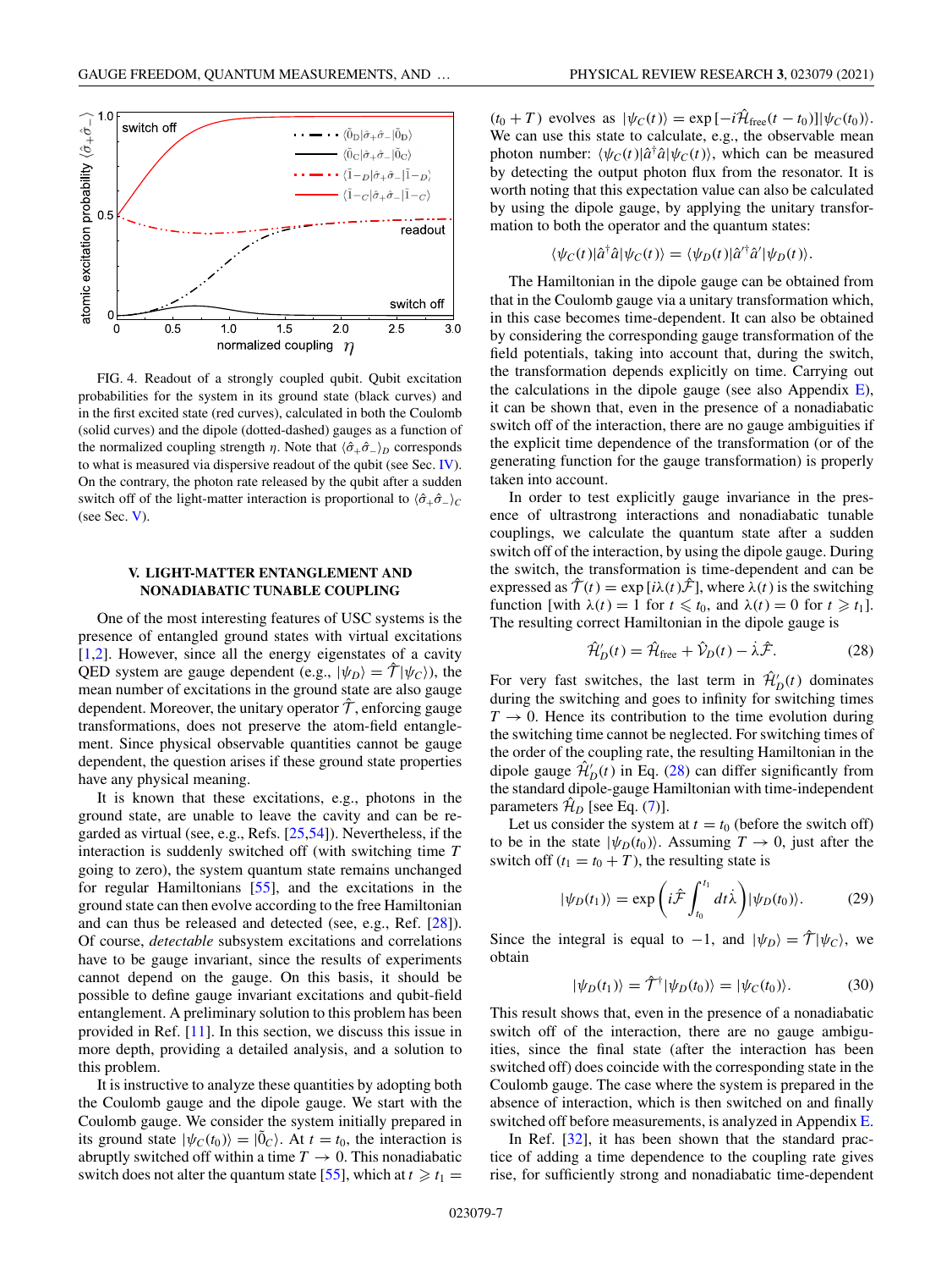FIG. 4. Readout of a strongly coupled qubit. Qubit excitation probabilities for the system in its ground state (black curves) and in the first excited state (red curves), calculated in both the Coulomb (solid curves) and the dipole (dotted-dashed) gauges as a function of the normalized coupling strength $\eta$. Note that $\langle \hat{\sigma}_+\hat{\sigma}_-\rangle_D$ corresponds to what is measured via dispersive readout of the qubit (see Sec. IV). On the contrary, the photon rate released by the qubit after a sudden switch off of the light-matter interaction is proportional to $\langle \hat{\sigma}_+\hat{\sigma}_-\rangle_C$ (see Sec. V).

## V. LIGHT-MATTER ENTANGLEMENT AND NONADIABATIC TUNABLE COUPLING

One of the most interesting features of USC systems is the presence of entangled ground states with virtual excitations [1,2]. However, since all the energy eigenstates of a cavity QED system are gauge dependent (e.g., $|\psi_D\rangle = \hat{\mathcal{T}}|\psi_C\rangle$), the mean number of excitations in the ground state are also gauge dependent. Moreover, the unitary operator $\hat{\mathcal{T}}$, enforcing gauge transformations, does not preserve the atom-field entanglement. Since physical observable quantities cannot be gauge dependent, the question arises if these ground state properties have any physical meaning.

It is known that these excitations, e.g., photons in the ground state, are unable to leave the cavity and can be regarded as virtual (see, e.g., Refs. [25,54]). Nevertheless, if the interaction is suddenly switched off (with switching time $T$ going to zero), the system quantum state remains unchanged for regular Hamiltonians [55], and the excitations in the ground state can then evolve according to the free Hamiltonian and can thus be released and detected (see, e.g., Ref. [28]). Of course, *detectable* subsystem excitations and correlations have to be gauge invariant, since the results of experiments cannot depend on the gauge. On this basis, it should be possible to define gauge invariant excitations and qubit-field entanglement. A preliminary solution to this problem has been provided in Ref. [11]. In this section, we discuss this issue in more depth, providing a detailed analysis, and a solution to this problem.

It is instructive to analyze these quantities by adopting both the Coulomb gauge and the dipole gauge. We start with the Coulomb gauge. We consider the system initially prepared in its ground state $|\psi_C(t_0)\rangle = |\tilde{0}_C\rangle$. At $t = t_0$, the interaction is abruptly switched off within a time $T \to 0$. This nonadiabatic switch does not alter the quantum state [55], which at $t \geqslant t_1 = (t_0 + T)$ evolves as $|\psi_C(t)\rangle = \exp[-i\hat{\mathcal{H}}_{\rm free}(t - t_0)]|\psi_C(t_0)\rangle$. We can use this state to calculate, e.g., the observable mean photon number: $\langle\psi_C(t)|\hat{a}^\dagger\hat{a}|\psi_C(t)\rangle$, which can be measured by detecting the output photon flux from the resonator. It is worth noting that this expectation value can also be calculated by using the dipole gauge, by applying the unitary transformation to both the operator and the quantum states:

$$\langle\psi_C(t)|\hat{a}^\dagger\hat{a}|\psi_C(t)\rangle = \langle\psi_D(t)|\hat{a}'^\dagger\hat{a}'|\psi_D(t)\rangle.$$

The Hamiltonian in the dipole gauge can be obtained from that in the Coulomb gauge via a unitary transformation which, in this case becomes time-dependent. It can also be obtained by considering the corresponding gauge transformation of the field potentials, taking into account that, during the switch, the transformation depends explicitly on time. Carrying out the calculations in the dipole gauge (see also Appendix E), it can be shown that, even in the presence of a nonadiabatic switch off of the interaction, there are no gauge ambiguities if the explicit time dependence of the transformation (or of the generating function for the gauge transformation) is properly taken into account.

In order to test explicitly gauge invariance in the presence of ultrastrong interactions and nonadiabatic tunable couplings, we calculate the quantum state after a sudden switch off of the interaction, by using the dipole gauge. During the switch, the transformation is time-dependent and can be expressed as $\hat{\mathcal{T}}(t) = \exp[i\lambda(t)\hat{\mathcal{F}}]$, where $\lambda(t)$ is the switching function [with $\lambda(t) = 1$ for $t \leqslant t_0$, and $\lambda(t) = 0$ for $t \geqslant t_1$]. The resulting correct Hamiltonian in the dipole gauge is

$$\hat{\mathcal{H}}'_D(t) = \hat{\mathcal{H}}_{\rm free} + \hat{V}_D(t) - \dot{\lambda}\hat{\mathcal{F}}. \tag{28}$$

For very fast switches, the last term in $\hat{\mathcal{H}}'_D(t)$ dominates during the switching and goes to infinity for switching times $T \to 0$. Hence its contribution to the time evolution during the switching time cannot be neglected. For switching times of the order of the coupling rate, the resulting Hamiltonian in the dipole gauge $\hat{\mathcal{H}}'_D(t)$ in Eq. (28) can differ significantly from the standard dipole-gauge Hamiltonian with time-independent parameters $\hat{\mathcal{H}}_D$ [see Eq. (7)].

Let us consider the system at $t = t_0$ (before the switch off) to be in the state $|\psi_D(t_0)\rangle$. Assuming $T \to 0$, just after the switch off ($t_1 = t_0 + T$), the resulting state is

$$|\psi_D(t_1)\rangle = \exp\left(i\hat{\mathcal{F}}\int_{t_0}^{t_1} d\dot{\lambda}\right)|\psi_D(t_0)\rangle. \tag{29}$$

Since the integral is equal to $-1$, and $|\psi_D\rangle = \hat{\mathcal{T}}|\psi_C\rangle$, we obtain

$$|\psi_D(t_1)\rangle = \hat{\mathcal{T}}^\dagger|\psi_D(t_0)\rangle = |\psi_C(t_0)\rangle. \tag{30}$$

This result shows that, even in the presence of a nonadiabatic switch off of the interaction, there are no gauge ambiguities, since the final state (after the interaction has been switched off) does coincide with the corresponding state in the Coulomb gauge. The case where the system is prepared in the absence of interaction, which is then switched on and finally switched off before measurements, is analyzed in Appendix E.

In Ref. [32], it has been shown that the standard practice of adding a time dependence to the coupling rate gives rise, for sufficiently strong and nonadiabatic time-dependent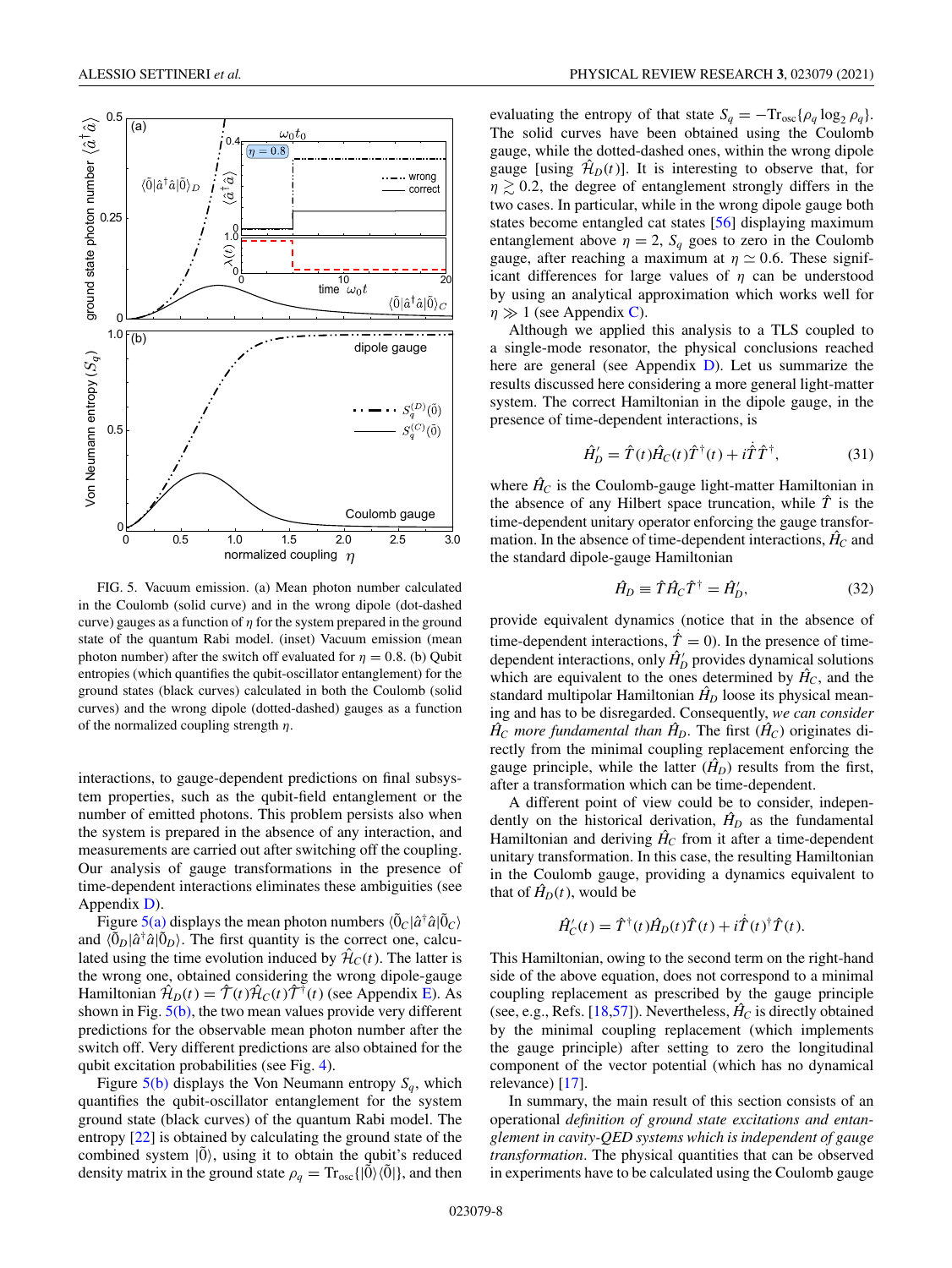FIG. 5. Vacuum emission. (a) Mean photon number calculated in the Coulomb (solid curve) and in the wrong dipole (dot-dashed curve) gauges as a function of $\eta$ for the system prepared in the ground state of the quantum Rabi model. (inset) Vacuum emission (mean photon number) after the switch off evaluated for $\eta = 0.8$. (b) Qubit entropies (which quantifies the qubit-oscillator entanglement) for the ground states (black curves) calculated in both the Coulomb (solid curves) and the wrong dipole (dotted-dashed) gauges as a function of the normalized coupling strength $\eta$.

interactions, to gauge-dependent predictions on final subsystem properties, such as the qubit-field entanglement or the number of emitted photons. This problem persists also when the system is prepared in the absence of any interaction, and measurements are carried out after switching off the coupling. Our analysis of gauge transformations in the presence of time-dependent interactions eliminates these ambiguities (see Appendix D).

Figure 5(a) displays the mean photon numbers $\langle \tilde{0}_C|\hat{a}^\dagger\hat{a}|\tilde{0}_C\rangle$ and $\langle \tilde{0}_D|\hat{a}^\dagger\hat{a}|\tilde{0}_D\rangle$. The first quantity is the correct one, calculated using the time evolution induced by $\hat{\mathcal{H}}_C(t)$. The latter is the wrong one, obtained considering the wrong dipole-gauge Hamiltonian $\hat{\mathcal{H}}_D(t) = \hat{\mathcal{T}}(t)\hat{\mathcal{H}}_C(t)\hat{\mathcal{T}}^\dagger(t)$ (see Appendix E). As shown in Fig. 5(b), the two mean values provide very different predictions for the observable mean photon number after the switch off. Very different predictions are also obtained for the qubit excitation probabilities (see Fig. 4).

Figure 5(b) displays the Von Neumann entropy $S_q$, which quantifies the qubit-oscillator entanglement for the system ground state (black curves) of the quantum Rabi model. The entropy [22] is obtained by calculating the ground state of the combined system $|\tilde{0}\rangle$, using it to obtain the qubit's reduced density matrix in the ground state $\rho_q = \mathrm{Tr}_{\mathrm{osc}}\{|\tilde{0}\rangle\langle\tilde{0}|\}$, and then evaluating the entropy of that state $S_q = -\mathrm{Tr}_{\mathrm{osc}}\{\rho_q \log_2 \rho_q\}$. The solid curves have been obtained using the Coulomb gauge, while the dotted-dashed ones, within the wrong dipole gauge [using $\hat{\mathcal{H}}_D(t)$]. It is interesting to observe that, for $\eta \gtrsim 0.2$, the degree of entanglement strongly differs in the two cases. In particular, while in the wrong dipole gauge both states become entangled cat states [56] displaying maximum entanglement above $\eta = 2$, $S_q$ goes to zero in the Coulomb gauge, after reaching a maximum at $\eta \simeq 0.6$. These significant differences for large values of $\eta$ can be understood by using an analytical approximation which works well for $\eta \gg 1$ (see Appendix C).

Although we applied this analysis to a TLS coupled to a single-mode resonator, the physical conclusions reached here are general (see Appendix D). Let us summarize the results discussed here considering a more general light-matter system. The correct Hamiltonian in the dipole gauge, in the presence of time-dependent interactions, is

$$\hat{H}'_D = \hat{T}(t)\hat{H}_C(t)\hat{T}^\dagger(t) + i\dot{\hat{T}}\hat{T}^\dagger, \tag{31}$$

where $\hat{H}_C$ is the Coulomb-gauge light-matter Hamiltonian in the absence of any Hilbert space truncation, while $\hat{T}$ is the time-dependent unitary operator enforcing the gauge transformation. In the absence of time-dependent interactions, $\hat{H}_C$ and the standard dipole-gauge Hamiltonian

$$\hat{H}_D \equiv \hat{T}\hat{H}_C\hat{T}^\dagger = \hat{H}'_D, \tag{32}$$

provide equivalent dynamics (notice that in the absence of time-dependent interactions, $\dot{\hat{T}} = 0$). In the presence of time-dependent interactions, only $\hat{H}'_D$ provides dynamical solutions which are equivalent to the ones determined by $\hat{H}_C$, and the standard multipolar Hamiltonian $\hat{H}_D$ loose its physical meaning and has to be disregarded. Consequently, *we can consider $\hat{H}_C$ more fundamental than $\hat{H}_D$*. The first ($\hat{H}_C$) originates directly from the minimal coupling replacement enforcing the gauge principle, while the latter ($\hat{H}_D$) results from the first, after a transformation which can be time-dependent.

A different point of view could be to consider, independently on the historical derivation, $\hat{H}_D$ as the fundamental Hamiltonian and deriving $\hat{H}_C$ from it after a time-dependent unitary transformation. In this case, the resulting Hamiltonian in the Coulomb gauge, providing a dynamics equivalent to that of $\hat{H}_D(t)$, would be

$$\hat{H}'_C(t) = \hat{T}^\dagger(t)\hat{H}_D(t)\hat{T}(t) + i\dot{\hat{T}}(t)^\dagger\hat{T}(t).$$

This Hamiltonian, owing to the second term on the right-hand side of the above equation, does not correspond to a minimal coupling replacement as prescribed by the gauge principle (see, e.g., Refs. [18,57]). Nevertheless, $\hat{H}_C$ is directly obtained by the minimal coupling replacement (which implements the gauge principle) after setting to zero the longitudinal component of the vector potential (which has no dynamical relevance) [17].

In summary, the main result of this section consists of an operational *definition of ground state excitations and entanglement in cavity-QED systems which is independent of gauge transformation*. The physical quantities that can be observed in experiments have to be calculated using the Coulomb gauge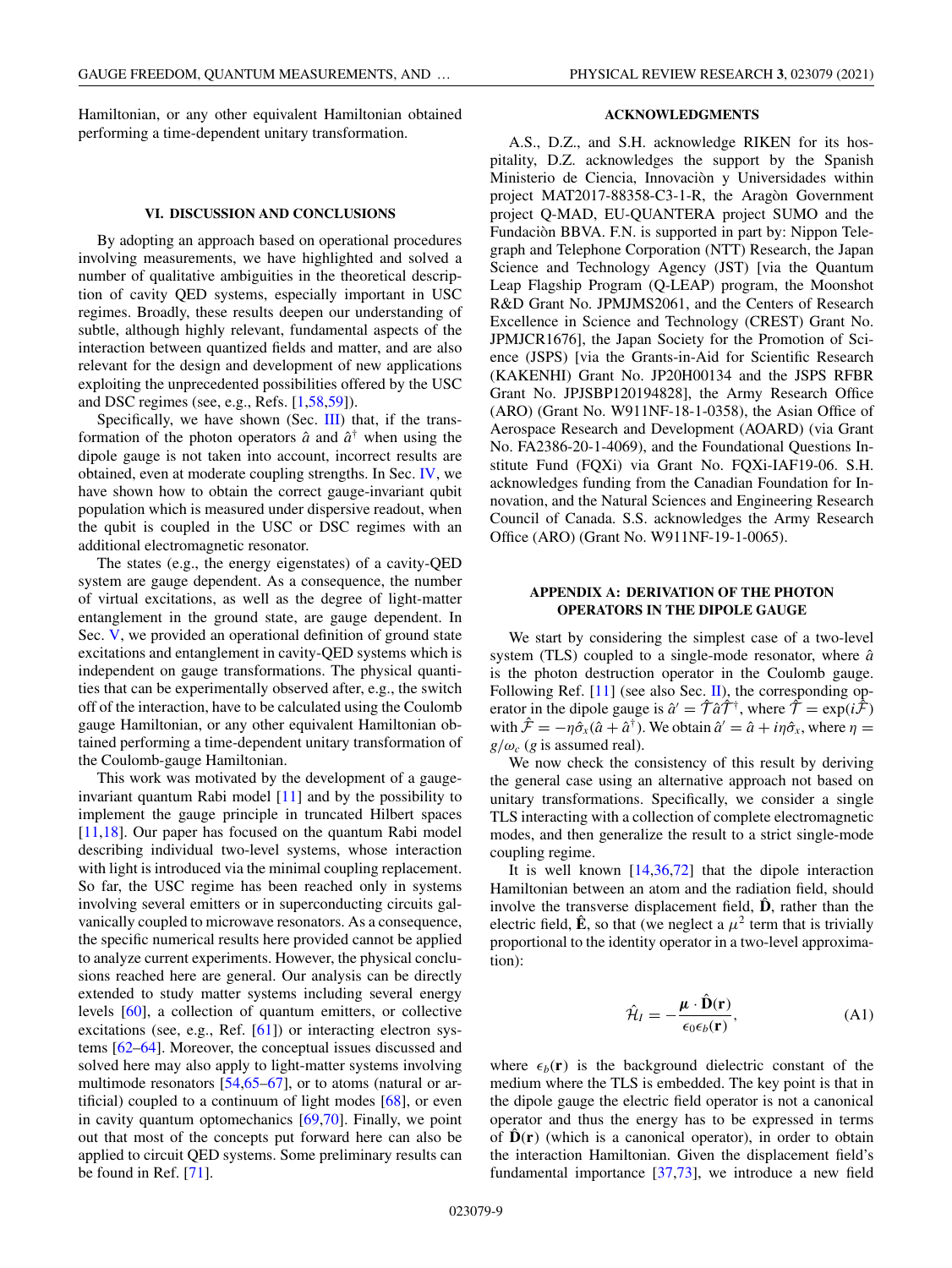Hamiltonian, or any other equivalent Hamiltonian obtained performing a time-dependent unitary transformation.

## VI. DISCUSSION AND CONCLUSIONS

By adopting an approach based on operational procedures involving measurements, we have highlighted and solved a number of qualitative ambiguities in the theoretical description of cavity QED systems, especially important in USC regimes. Broadly, these results deepen our understanding of subtle, although highly relevant, fundamental aspects of the interaction between quantized fields and matter, and are also relevant for the design and development of new applications exploiting the unprecedented possibilities offered by the USC and DSC regimes (see, e.g., Refs. [1,58,59]).

Specifically, we have shown (Sec. III) that, if the transformation of the photon operators $\hat{a}$ and $\hat{a}^\dagger$ when using the dipole gauge is not taken into account, incorrect results are obtained, even at moderate coupling strengths. In Sec. IV, we have shown how to obtain the correct gauge-invariant qubit population which is measured under dispersive readout, when the qubit is coupled in the USC or DSC regimes with an additional electromagnetic resonator.

The states (e.g., the energy eigenstates) of a cavity-QED system are gauge dependent. As a consequence, the number of virtual excitations, as well as the degree of light-matter entanglement in the ground state, are gauge dependent. In Sec. V, we provided an operational definition of ground state excitations and entanglement in cavity-QED systems which is independent on gauge transformations. The physical quantities that can be experimentally observed after, e.g., the switch off of the interaction, have to be calculated using the Coulomb gauge Hamiltonian, or any other equivalent Hamiltonian obtained performing a time-dependent unitary transformation of the Coulomb-gauge Hamiltonian.

This work was motivated by the development of a gauge-invariant quantum Rabi model [11] and by the possibility to implement the gauge principle in truncated Hilbert spaces [11,18]. Our paper has focused on the quantum Rabi model describing individual two-level systems, whose interaction with light is introduced via the minimal coupling replacement. So far, the USC regime has been reached only in systems involving several emitters or in superconducting circuits galvanically coupled to microwave resonators. As a consequence, the specific numerical results here provided cannot be applied to analyze current experiments. However, the physical conclusions reached here are general. Our analysis can be directly extended to study matter systems including several energy levels [60], a collection of quantum emitters, or collective excitations (see, e.g., Ref. [61]) or interacting electron systems [62–64]. Moreover, the conceptual issues discussed and solved here may also apply to light-matter systems involving multimode resonators [54,65–67], or to atoms (natural or artificial) coupled to a continuum of light modes [68], or even in cavity quantum optomechanics [69,70]. Finally, we point out that most of the concepts put forward here can also be applied to circuit QED systems. Some preliminary results can be found in Ref. [71].

## ACKNOWLEDGMENTS

A.S., D.Z., and S.H. acknowledge RIKEN for its hospitality, D.Z. acknowledges the support by the Spanish Ministerio de Ciencia, Innovaciòn y Universidades within project MAT2017-88358-C3-1-R, the Aragòn Government project Q-MAD, EU-QUANTERA project SUMO and the Fundaciòn BBVA. F.N. is supported in part by: Nippon Telegraph and Telephone Corporation (NTT) Research, the Japan Science and Technology Agency (JST) [via the Quantum Leap Flagship Program (Q-LEAP) program, the Moonshot R&D Grant No. JPMJMS2061, and the Centers of Research Excellence in Science and Technology (CREST) Grant No. JPMJCR1676], the Japan Society for the Promotion of Science (JSPS) [via the Grants-in-Aid for Scientific Research (KAKENHI) Grant No. JP20H00134 and the JSPS RFBR Grant No. JPJSBP120194828], the Army Research Office (ARO) (Grant No. W911NF-18-1-0358), the Asian Office of Aerospace Research and Development (AOARD) (via Grant No. FA2386-20-1-4069), and the Foundational Questions Institute Fund (FQXi) via Grant No. FQXi-IAF19-06. S.H. acknowledges funding from the Canadian Foundation for Innovation, and the Natural Sciences and Engineering Research Council of Canada. S.S. acknowledges the Army Research Office (ARO) (Grant No. W911NF-19-1-0065).

## APPENDIX A: DERIVATION OF THE PHOTON OPERATORS IN THE DIPOLE GAUGE

We start by considering the simplest case of a two-level system (TLS) coupled to a single-mode resonator, where $\hat{a}$ is the photon destruction operator in the Coulomb gauge. Following Ref. [11] (see also Sec. II), the corresponding operator in the dipole gauge is $\hat{a}' = \hat{\mathcal{T}}\hat{a}\hat{\mathcal{T}}^\dagger$, where $\hat{\mathcal{T}} = \exp(i\hat{\mathcal{F}})$ with $\hat{\mathcal{F}} = -\eta\hat{\sigma}_x(\hat{a} + \hat{a}^\dagger)$. We obtain $\hat{a}' = \hat{a} + i\eta\hat{\sigma}_x$, where $\eta = g/\omega_c$ ($g$ is assumed real).

We now check the consistency of this result by deriving the general case using an alternative approach not based on unitary transformations. Specifically, we consider a single TLS interacting with a collection of complete electromagnetic modes, and then generalize the result to a strict single-mode coupling regime.

It is well known [14,36,72] that the dipole interaction Hamiltonian between an atom and the radiation field, should involve the transverse displacement field, $\hat{\mathbf{D}}$, rather than the electric field, $\hat{\mathbf{E}}$, so that (we neglect a $\mu^2$ term that is trivially proportional to the identity operator in a two-level approximation):

$$\hat{\mathcal{H}}_I = -\frac{\boldsymbol{\mu} \cdot \hat{\mathbf{D}}(\mathbf{r})}{\epsilon_0 \epsilon_b(\mathbf{r})}, \tag{A1}$$

where $\epsilon_b(\mathbf{r})$ is the background dielectric constant of the medium where the TLS is embedded. The key point is that in the dipole gauge the electric field operator is not a canonical operator and thus the energy has to be expressed in terms of $\hat{\mathbf{D}}(\mathbf{r})$ (which is a canonical operator), in order to obtain the interaction Hamiltonian. Given the displacement field's fundamental importance [37,73], we introduce a new field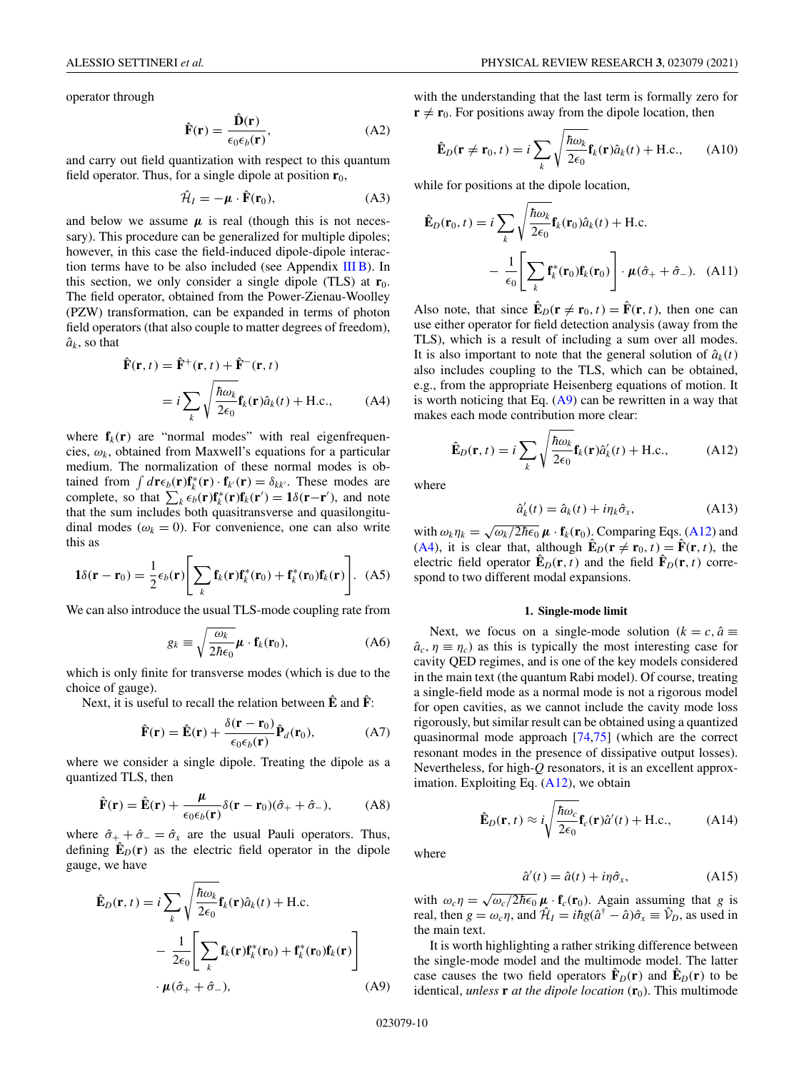operator through

$$\hat{\mathbf{F}}(\mathbf{r}) = \frac{\hat{\mathbf{D}}(\mathbf{r})}{\epsilon_0 \epsilon_b(\mathbf{r})}, \tag{A2}$$

and carry out field quantization with respect to this quantum field operator. Thus, for a single dipole at position $\mathbf{r}_0$,

$$\hat{\mathcal{H}}_I = -\boldsymbol{\mu} \cdot \hat{\mathbf{F}}(\mathbf{r}_0), \tag{A3}$$

and below we assume $\boldsymbol{\mu}$ is real (though this is not necessary). This procedure can be generalized for multiple dipoles; however, in this case the field-induced dipole-dipole interaction terms have to be also included (see Appendix III B). In this section, we only consider a single dipole (TLS) at $\mathbf{r}_0$. The field operator, obtained from the Power-Zienau-Woolley (PZW) transformation, can be expanded in terms of photon field operators (that also couple to matter degrees of freedom), $\hat{a}_k$, so that

$$\begin{aligned}\hat{\mathbf{F}}(\mathbf{r}, t) &= \hat{\mathbf{F}}^{+}(\mathbf{r}, t) + \hat{\mathbf{F}}^{-}(\mathbf{r}, t) \\ &= i \sum_k \sqrt{\frac{\hbar \omega_k}{2\epsilon_0}} \mathbf{f}_k(\mathbf{r}) \hat{a}_k(t) + \text{H.c.},\end{aligned} \tag{A4}$$

where $\mathbf{f}_k(\mathbf{r})$ are "normal modes" with real eigenfrequencies, $\omega_k$, obtained from Maxwell's equations for a particular medium. The normalization of these normal modes is obtained from $\int d\mathbf{r} \epsilon_b(\mathbf{r}) \mathbf{f}_k^*(\mathbf{r}) \cdot \mathbf{f}_{k'}(\mathbf{r}) = \delta_{kk'}$. These modes are complete, so that $\sum_k \epsilon_b(\mathbf{r}) \mathbf{f}_k^*(\mathbf{r}) \mathbf{f}_k(\mathbf{r}') = \mathbf{1}\delta(\mathbf{r} - \mathbf{r}')$, and note that the sum includes both quasitransverse and quasilongitudinal modes ($\omega_k = 0$). For convenience, one can also write this as

$$\mathbf{1}\delta(\mathbf{r} - \mathbf{r}_0) = \frac{1}{2}\epsilon_b(\mathbf{r}) \left[ \sum_k \mathbf{f}_k(\mathbf{r}) \mathbf{f}_k^*(\mathbf{r}_0) + \mathbf{f}_k^*(\mathbf{r}_0) \mathbf{f}_k(\mathbf{r}) \right]. \tag{A5}$$

We can also introduce the usual TLS-mode coupling rate from

$$g_k \equiv \sqrt{\frac{\omega_k}{2\hbar \epsilon_0}} \boldsymbol{\mu} \cdot \mathbf{f}_k(\mathbf{r}_0), \tag{A6}$$

which is only finite for transverse modes (which is due to the choice of gauge).

Next, it is useful to recall the relation between $\hat{\mathbf{E}}$ and $\hat{\mathbf{F}}$:

$$\hat{\mathbf{F}}(\mathbf{r}) = \hat{\mathbf{E}}(\mathbf{r}) + \frac{\delta(\mathbf{r} - \mathbf{r}_0)}{\epsilon_0 \epsilon_b(\mathbf{r})} \hat{\mathbf{P}}_d(\mathbf{r}_0), \tag{A7}$$

where we consider a single dipole. Treating the dipole as a quantized TLS, then

$$\hat{\mathbf{F}}(\mathbf{r}) = \hat{\mathbf{E}}(\mathbf{r}) + \frac{\boldsymbol{\mu}}{\epsilon_0 \epsilon_b(\mathbf{r})} \delta(\mathbf{r} - \mathbf{r}_0)(\hat{\sigma}_+ + \hat{\sigma}_-), \tag{A8}$$

where $\hat{\sigma}_+ + \hat{\sigma}_- = \hat{\sigma}_x$ are the usual Pauli operators. Thus, defining $\hat{\mathbf{E}}_D(\mathbf{r})$ as the electric field operator in the dipole gauge, we have

$$\begin{aligned}\hat{\mathbf{E}}_D(\mathbf{r}, t) &= i \sum_k \sqrt{\frac{\hbar \omega_k}{2\epsilon_0}} \mathbf{f}_k(\mathbf{r}) \hat{a}_k(t) + \text{H.c.} \\ &\quad - \frac{1}{2\epsilon_0} \left[ \sum_k \mathbf{f}_k(\mathbf{r}) \mathbf{f}_k^*(\mathbf{r}_0) + \mathbf{f}_k^*(\mathbf{r}_0) \mathbf{f}_k(\mathbf{r}) \right] \\ &\quad \cdot \boldsymbol{\mu}(\hat{\sigma}_+ + \hat{\sigma}_-),\end{aligned} \tag{A9}$$

with the understanding that the last term is formally zero for $\mathbf{r} \neq \mathbf{r}_0$. For positions away from the dipole location, then

$$\hat{\mathbf{E}}_D(\mathbf{r} \neq \mathbf{r}_0, t) = i \sum_k \sqrt{\frac{\hbar \omega_k}{2\epsilon_0}} \mathbf{f}_k(\mathbf{r}) \hat{a}_k(t) + \text{H.c.}, \tag{A10}$$

while for positions at the dipole location,

$$\begin{aligned}\hat{\mathbf{E}}_D(\mathbf{r}_0, t) &= i \sum_k \sqrt{\frac{\hbar \omega_k}{2\epsilon_0}} \mathbf{f}_k(\mathbf{r}_0) \hat{a}_k(t) + \text{H.c.} \\ &\quad - \frac{1}{\epsilon_0} \left[ \sum_k \mathbf{f}_k^*(\mathbf{r}_0) \mathbf{f}_k(\mathbf{r}_0) \right] \cdot \boldsymbol{\mu}(\hat{\sigma}_+ + \hat{\sigma}_-).\end{aligned} \tag{A11}$$

Also note, that since $\hat{\mathbf{E}}_D(\mathbf{r} \neq \mathbf{r}_0, t) = \hat{\mathbf{F}}(\mathbf{r}, t)$, then one can use either operator for field detection analysis (away from the TLS), which is a result of including a sum over all modes. It is also important to note that the general solution of $\hat{a}_k(t)$ also includes coupling to the TLS, which can be obtained, e.g., from the appropriate Heisenberg equations of motion. It is worth noticing that Eq. (A9) can be rewritten in a way that makes each mode contribution more clear:

$$\hat{\mathbf{E}}_D(\mathbf{r}, t) = i \sum_k \sqrt{\frac{\hbar \omega_k}{2\epsilon_0}} \mathbf{f}_k(\mathbf{r}) \hat{a}'_k(t) + \text{H.c.}, \tag{A12}$$

where

$$\hat{a}'_k(t) = \hat{a}_k(t) + i\eta_k \hat{\sigma}_x, \tag{A13}$$

with $\omega_k \eta_k = \sqrt{\omega_k / 2\hbar\epsilon_0}\, \boldsymbol{\mu} \cdot \mathbf{f}_k(\mathbf{r}_0)$. Comparing Eqs. (A12) and (A4), it is clear that, although $\hat{\mathbf{E}}_D(\mathbf{r} \neq \mathbf{r}_0, t) = \hat{\mathbf{F}}(\mathbf{r}, t)$, the electric field operator $\hat{\mathbf{E}}_D(\mathbf{r}, t)$ and the field $\hat{\mathbf{F}}_D(\mathbf{r}, t)$ correspond to two different modal expansions.

### 1. Single-mode limit

Next, we focus on a single-mode solution ($k = c, \hat{a} \equiv \hat{a}_c, \eta \equiv \eta_c$) as this is typically the most interesting case for cavity QED regimes, and is one of the key models considered in the main text (the quantum Rabi model). Of course, treating a single-field mode as a normal mode is not a rigorous model for open cavities, as we cannot include the cavity mode loss rigorously, but similar result can be obtained using a quantized quasinormal mode approach [74,75] (which are the correct resonant modes in the presence of dissipative output losses). Nevertheless, for high-$Q$ resonators, it is an excellent approximation. Exploiting Eq. (A12), we obtain

$$\hat{\mathbf{E}}_D(\mathbf{r}, t) \approx i \sqrt{\frac{\hbar \omega_c}{2\epsilon_0}} \mathbf{f}_c(\mathbf{r}) \hat{a}'(t) + \text{H.c.}, \tag{A14}$$

where

$$\hat{a}'(t) = \hat{a}(t) + i\eta \hat{\sigma}_x, \tag{A15}$$

with $\omega_c \eta = \sqrt{\omega_c / 2\hbar\epsilon_0}\, \boldsymbol{\mu} \cdot \mathbf{f}_c(\mathbf{r}_0)$. Again assuming that $g$ is real, then $g = \omega_c \eta$, and $\hat{\mathcal{H}}_I = i\hbar g(\hat{a}^\dagger - \hat{a})\hat{\sigma}_x \equiv \hat{\mathcal{V}}_D$, as used in the main text.

It is worth highlighting a rather striking difference between the single-mode model and the multimode model. The latter case causes the two field operators $\hat{\mathbf{F}}_D(\mathbf{r})$ and $\hat{\mathbf{E}}_D(\mathbf{r})$ to be identical, *unless* $\mathbf{r}$ *at the dipole location* ($\mathbf{r}_0$). This multimode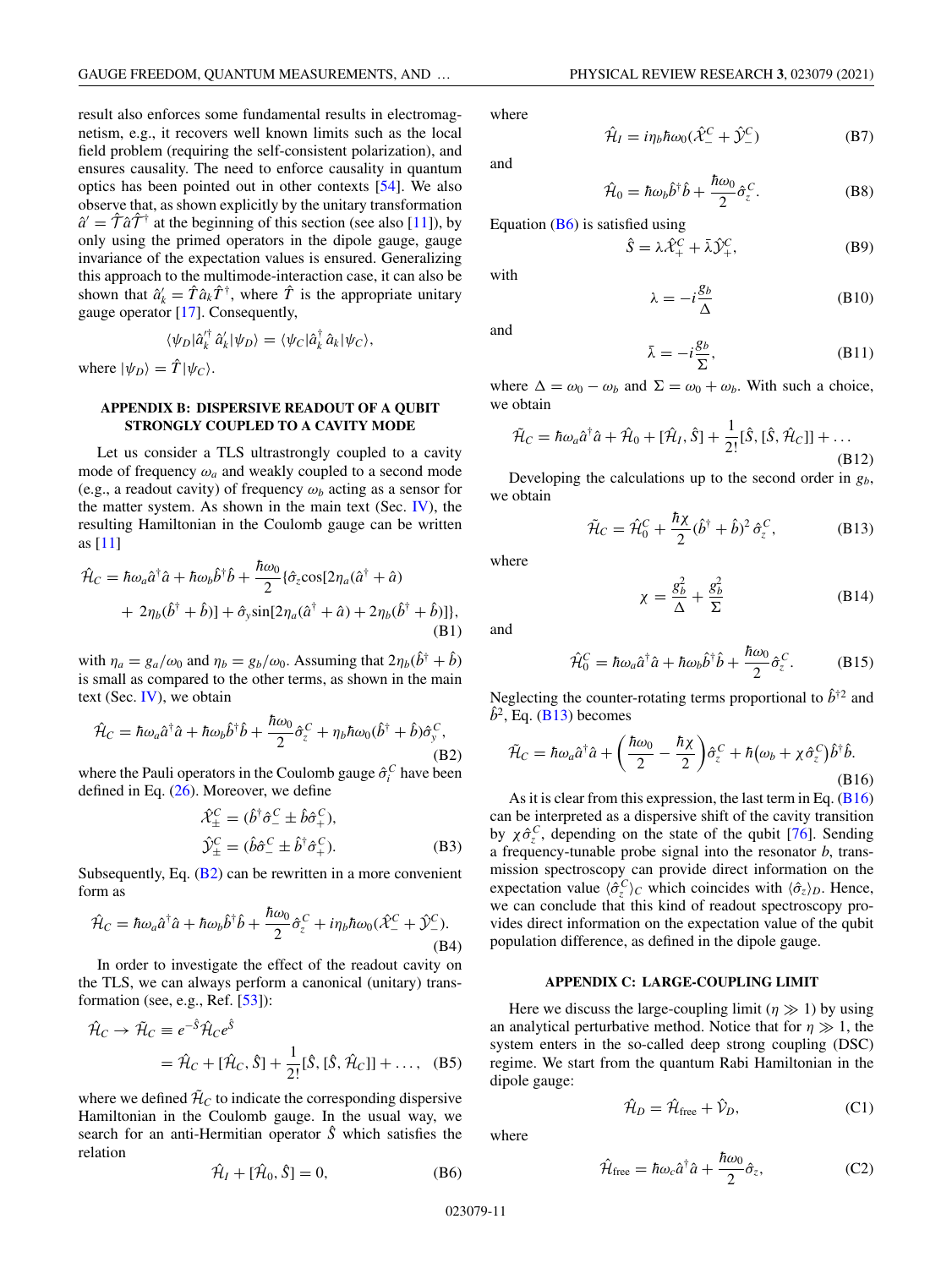result also enforces some fundamental results in electromagnetism, e.g., it recovers well known limits such as the local field problem (requiring the self-consistent polarization), and ensures causality. The need to enforce causality in quantum optics has been pointed out in other contexts [54]. We also observe that, as shown explicitly by the unitary transformation $\hat{a}' = \hat{\mathcal{T}}\hat{a}\hat{\mathcal{T}}^\dagger$ at the beginning of this section (see also [11]), by only using the primed operators in the dipole gauge, gauge invariance of the expectation values is ensured. Generalizing this approach to the multimode-interaction case, it can also be shown that $\hat{a}'_k = \hat{T}\hat{a}_k\hat{T}^\dagger$, where $\hat{T}$ is the appropriate unitary gauge operator [17]. Consequently,

$$\langle\psi_D|\hat{a}_k'^\dagger\,\hat{a}'_k|\psi_D\rangle = \langle\psi_C|\hat{a}_k^\dagger\,\hat{a}_k|\psi_C\rangle,$$

where $|\psi_D\rangle = \hat{T}|\psi_C\rangle$.

## APPENDIX B: DISPERSIVE READOUT OF A QUBIT STRONGLY COUPLED TO A CAVITY MODE

Let us consider a TLS ultrastrongly coupled to a cavity mode of frequency $\omega_a$ and weakly coupled to a second mode (e.g., a readout cavity) of frequency $\omega_b$ acting as a sensor for the matter system. As shown in the main text (Sec. IV), the resulting Hamiltonian in the Coulomb gauge can be written as [11]

$$\hat{\mathcal{H}}_C = \hbar\omega_a\hat{a}^\dagger\hat{a} + \hbar\omega_b\hat{b}^\dagger\hat{b} + \frac{\hbar\omega_0}{2}\{\hat{\sigma}_z\cos[2\eta_a(\hat{a}^\dagger + \hat{a}) + 2\eta_b(\hat{b}^\dagger + \hat{b})] + \hat{\sigma}_y\sin[2\eta_a(\hat{a}^\dagger + \hat{a}) + 2\eta_b(\hat{b}^\dagger + \hat{b})]\}, \tag{B1}$$

with $\eta_a = g_a/\omega_0$ and $\eta_b = g_b/\omega_0$. Assuming that $2\eta_b(\hat{b}^\dagger + \hat{b})$ is small as compared to the other terms, as shown in the main text (Sec. IV), we obtain

$$\hat{\mathcal{H}}_C = \hbar\omega_a\hat{a}^\dagger\hat{a} + \hbar\omega_b\hat{b}^\dagger\hat{b} + \frac{\hbar\omega_0}{2}\hat{\sigma}_z^C + \eta_b\hbar\omega_0(\hat{b}^\dagger + \hat{b})\hat{\sigma}_y^C, \tag{B2}$$

where the Pauli operators in the Coulomb gauge $\hat{\sigma}_i^C$ have been defined in Eq. (26). Moreover, we define

$$\hat{\mathcal{X}}_\pm^C = (\hat{b}^\dagger\hat{\sigma}_-^C \pm \hat{b}\hat{\sigma}_+^C),$$
$$\hat{\mathcal{Y}}_\pm^C = (\hat{b}\hat{\sigma}_-^C \pm \hat{b}^\dagger\hat{\sigma}_+^C). \tag{B3}$$

Subsequently, Eq. (B2) can be rewritten in a more convenient form as

$$\hat{\mathcal{H}}_C = \hbar\omega_a\hat{a}^\dagger\hat{a} + \hbar\omega_b\hat{b}^\dagger\hat{b} + \frac{\hbar\omega_0}{2}\hat{\sigma}_z^C + i\eta_b\hbar\omega_0(\hat{\mathcal{X}}_-^C + \hat{\mathcal{Y}}_-^C). \tag{B4}$$

In order to investigate the effect of the readout cavity on the TLS, we can always perform a canonical (unitary) transformation (see, e.g., Ref. [53]):

$$\hat{\mathcal{H}}_C \to \tilde{\mathcal{H}}_C \equiv e^{-\hat{S}}\hat{\mathcal{H}}_C e^{\hat{S}} = \hat{\mathcal{H}}_C + [\hat{\mathcal{H}}_C, \hat{S}] + \frac{1}{2!}[\hat{S}, [\hat{S}, \hat{\mathcal{H}}_C]] + \ldots, \tag{B5}$$

where we defined $\tilde{\mathcal{H}}_C$ to indicate the corresponding dispersive Hamiltonian in the Coulomb gauge. In the usual way, we search for an anti-Hermitian operator $\hat{S}$ which satisfies the relation

$$\hat{\mathcal{H}}_I + [\hat{\mathcal{H}}_0, \hat{S}] = 0, \tag{B6}$$

where

$$\hat{\mathcal{H}}_I = i\eta_b\hbar\omega_0(\hat{\mathcal{X}}_-^C + \hat{\mathcal{Y}}_-^C) \tag{B7}$$

and

$$\hat{\mathcal{H}}_0 = \hbar\omega_b\hat{b}^\dagger\hat{b} + \frac{\hbar\omega_0}{2}\hat{\sigma}_z^C. \tag{B8}$$

Equation (B6) is satisfied using

$$\hat{S} = \lambda\hat{\mathcal{X}}_+^C + \bar{\lambda}\hat{\mathcal{Y}}_+^C, \tag{B9}$$

with

$$\lambda = -i\frac{g_b}{\Delta} \tag{B10}$$

and

$$\bar{\lambda} = -i\frac{g_b}{\Sigma}, \tag{B11}$$

where $\Delta = \omega_0 - \omega_b$ and $\Sigma = \omega_0 + \omega_b$. With such a choice, we obtain

$$\tilde{\mathcal{H}}_C = \hbar\omega_a\hat{a}^\dagger\hat{a} + \hat{\mathcal{H}}_0 + [\hat{\mathcal{H}}_I, \hat{S}] + \frac{1}{2!}[\hat{S}, [\hat{S}, \hat{\mathcal{H}}_C]] + \ldots \tag{B12}$$

Developing the calculations up to the second order in $g_b$, we obtain

$$\tilde{\mathcal{H}}_C = \hat{\mathcal{H}}_0^C + \frac{\hbar\chi}{2}(\hat{b}^\dagger + \hat{b})^2\,\hat{\sigma}_z^C, \tag{B13}$$

where

$$\chi = \frac{g_b^2}{\Delta} + \frac{g_b^2}{\Sigma} \tag{B14}$$

and

$$\hat{\mathcal{H}}_0^C = \hbar\omega_a\hat{a}^\dagger\hat{a} + \hbar\omega_b\hat{b}^\dagger\hat{b} + \frac{\hbar\omega_0}{2}\hat{\sigma}_z^C. \tag{B15}$$

Neglecting the counter-rotating terms proportional to $\hat{b}^{\dagger 2}$ and $\hat{b}^2$, Eq. (B13) becomes

$$\tilde{\mathcal{H}}_C = \hbar\omega_a\hat{a}^\dagger\hat{a} + \left(\frac{\hbar\omega_0}{2} - \frac{\hbar\chi}{2}\right)\hat{\sigma}_z^C + \hbar\big(\omega_b + \chi\hat{\sigma}_z^C\big)\hat{b}^\dagger\hat{b}. \tag{B16}$$

As it is clear from this expression, the last term in Eq. (B16) can be interpreted as a dispersive shift of the cavity transition by $\chi\hat{\sigma}_z^C$, depending on the state of the qubit [76]. Sending a frequency-tunable probe signal into the resonator $b$, transmission spectroscopy can provide direct information on the expectation value $\langle\hat{\sigma}_z^C\rangle_C$ which coincides with $\langle\hat{\sigma}_z\rangle_D$. Hence, we can conclude that this kind of readout spectroscopy provides direct information on the expectation value of the qubit population difference, as defined in the dipole gauge.

## APPENDIX C: LARGE-COUPLING LIMIT

Here we discuss the large-coupling limit ($\eta \gg 1$) by using an analytical perturbative method. Notice that for $\eta \gg 1$, the system enters in the so-called deep strong coupling (DSC) regime. We start from the quantum Rabi Hamiltonian in the dipole gauge:

$$\hat{\mathcal{H}}_D = \hat{\mathcal{H}}_{\text{free}} + \hat{V}_D, \tag{C1}$$

where

$$\hat{\mathcal{H}}_{\text{free}} = \hbar\omega_c\hat{a}^\dagger\hat{a} + \frac{\hbar\omega_0}{2}\hat{\sigma}_z, \tag{C2}$$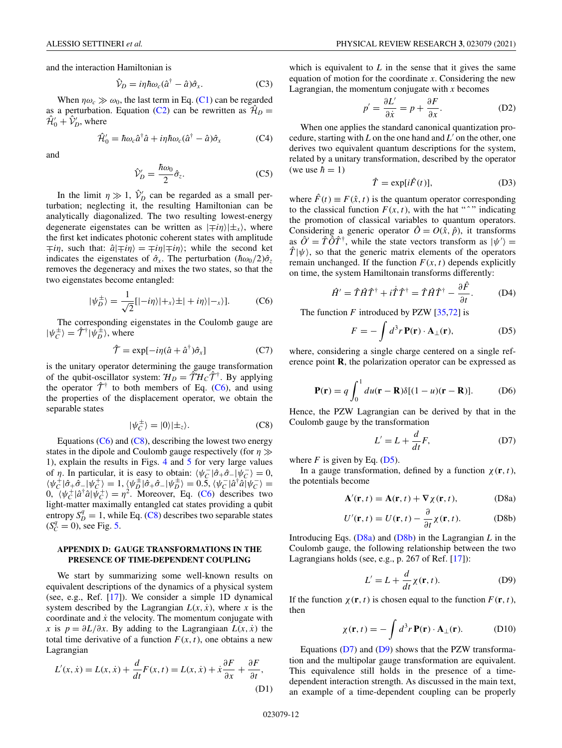and the interaction Hamiltonian is

$$\hat{\mathcal{V}}_D = i\eta\hbar\omega_c(\hat{a}^\dagger - \hat{a})\hat{\sigma}_x. \tag{C3}$$

When $\eta\omega_c \gg \omega_0$, the last term in Eq. (C1) can be regarded as a perturbation. Equation (C2) can be rewritten as $\hat{\mathcal{H}}_D = \hat{\mathcal{H}}_0' + \hat{\mathcal{V}}_D'$, where

$$\hat{\mathcal{H}}_0' = \hbar\omega_c\hat{a}^\dagger\hat{a} + i\eta\hbar\omega_c(\hat{a}^\dagger - \hat{a})\hat{\sigma}_x \tag{C4}$$

and

$$\hat{\mathcal{V}}_D' = \frac{\hbar\omega_0}{2}\hat{\sigma}_z. \tag{C5}$$

In the limit $\eta \gg 1$, $\hat{\mathcal{V}}_D'$ can be regarded as a small perturbation; neglecting it, the resulting Hamiltonian can be analytically diagonalized. The two resulting lowest-energy degenerate eigenstates can be written as $|\mp i\eta\rangle|\pm_x\rangle$, where the first ket indicates photonic coherent states with amplitude $\mp i\eta$, such that: $\hat{a}|\mp i\eta\rangle = \mp i\eta|\mp i\eta\rangle$; while the second ket indicates the eigenstates of $\hat{\sigma}_x$. The perturbation $(\hbar\omega_0/2)\hat{\sigma}_z$ removes the degeneracy and mixes the two states, so that the two eigenstates become entangled:

$$|\psi_D^\pm\rangle = \frac{1}{\sqrt{2}}[|-i\eta\rangle|+_x\rangle \pm |+i\eta\rangle|-_x\rangle]. \tag{C6}$$

The corresponding eigenstates in the Coulomb gauge are $|\psi_C^\pm\rangle = \hat{\mathcal{T}}^\dagger|\psi_D^\pm\rangle$, where

$$\hat{\mathcal{T}} = \exp[-i\eta(\hat{a} + \hat{a}^\dagger)\hat{\sigma}_x] \tag{C7}$$

is the unitary operator determining the gauge transformation of the qubit-oscillator system: $\mathcal{H}_D = \hat{\mathcal{T}}\mathcal{H}_C\hat{\mathcal{T}}^\dagger$. By applying the operator $\hat{\mathcal{T}}^\dagger$ to both members of Eq. (C6), and using the properties of the displacement operator, we obtain the separable states

$$|\psi_C^\pm\rangle = |0\rangle|\pm_z\rangle. \tag{C8}$$

Equations (C6) and (C8), describing the lowest two energy states in the dipole and Coulomb gauge respectively (for $\eta \gg 1$), explain the results in Figs. 4 and 5 for very large values of $\eta$. In particular, it is easy to obtain: $\langle\psi_C^-|\hat{\sigma}_+\hat{\sigma}_-|\psi_C^-\rangle = 0$, $\langle\psi_C^+|\hat{\sigma}_+\hat{\sigma}_-|\psi_C^+\rangle = 1$, $\langle\psi_D^\pm|\hat{\sigma}_+\hat{\sigma}_-|\psi_D^\pm\rangle = 0.5$, $\langle\psi_C^-|\hat{a}^\dagger\hat{a}|\psi_C^-\rangle = 0$, $\langle\psi_C^+|\hat{a}^\dagger\hat{a}|\psi_C^+\rangle = \eta^2$. Moreover, Eq. (C6) describes two light-matter maximally entangled cat states providing a qubit entropy $S_D^q = 1$, while Eq. (C8) describes two separable states ($S_C^q = 0$), see Fig. 5.

## APPENDIX D: GAUGE TRANSFORMATIONS IN THE PRESENCE OF TIME-DEPENDENT COUPLING

We start by summarizing some well-known results on equivalent descriptions of the dynamics of a physical system (see, e.g., Ref. [17]). We consider a simple 1D dynamical system described by the Lagrangian $L(x, \dot{x})$, where $x$ is the coordinate and $\dot{x}$ the velocity. The momentum conjugate with $x$ is $p = \partial L/\partial x$. By adding to the Lagrangiaan $L(x, \dot{x})$ the total time derivative of a function $F(x, t)$, one obtains a new Lagrangian

$$L'(x, \dot{x}) = L(x, \dot{x}) + \frac{d}{dt}F(x, t) = L(x, \dot{x}) + \dot{x}\frac{\partial F}{\partial x} + \frac{\partial F}{\partial t}, \tag{D1}$$

which is equivalent to $L$ in the sense that it gives the same equation of motion for the coordinate $x$. Considering the new Lagrangian, the momentum conjugate with $x$ becomes

$$p' = \frac{\partial L'}{\partial \dot{x}} = p + \frac{\partial F}{\partial x}. \tag{D2}$$

When one applies the standard canonical quantization procedure, starting with $L$ on the one hand and $L'$ on the other, one derives two equivalent quantum descriptions for the system, related by a unitary transformation, described by the operator (we use $\hbar = 1$)

$$\hat{T} = \exp[i\hat{F}(t)], \tag{D3}$$

where $\hat{F}(t) \equiv F(\hat{x}, t)$ is the quantum operator corresponding to the classical function $F(x, t)$, with the hat "ˆ" indicating the promotion of classical variables to quantum operators. Considering a generic operator $\hat{O} = O(\hat{x}, \hat{p})$, it transforms as $\hat{O}' = \hat{T}\hat{O}\hat{T}^\dagger$, while the state vectors transform as $|\psi'\rangle = \hat{T}|\psi\rangle$, so that the generic matrix elements of the operators remain unchanged. If the function $F(x, t)$ depends explicitly on time, the system Hamiltonain transforms differently:

$$\hat{H}' = \hat{T}\hat{H}\hat{T}^\dagger + i\dot{\hat{T}}\hat{T}^\dagger = \hat{T}\hat{H}\hat{T}^\dagger - \frac{\partial\hat{F}}{\partial t}. \tag{D4}$$

The function $F$ introduced by PZW [35,72] is

$$F = -\int d^3r\, \mathbf{P}(\mathbf{r}) \cdot \mathbf{A}_\perp(\mathbf{r}), \tag{D5}$$

where, considering a single charge centered on a single reference point $\mathbf{R}$, the polarization operator can be expressed as

$$\mathbf{P}(\mathbf{r}) = q\int_0^1 du(\mathbf{r} - \mathbf{R})\delta[(1-u)(\mathbf{r} - \mathbf{R})]. \tag{D6}$$

Hence, the PZW Lagrangian can be derived by that in the Coulomb gauge by the transformation

$$L' = L + \frac{d}{dt}F, \tag{D7}$$

where $F$ is given by Eq. (D5).

In a gauge transformation, defined by a function $\chi(\mathbf{r}, t)$, the potentials become

$$\mathbf{A}'(\mathbf{r}, t) = \mathbf{A}(\mathbf{r}, t) + \nabla\chi(\mathbf{r}, t), \tag{D8a}$$

$$U'(\mathbf{r}, t) = U(\mathbf{r}, t) - \frac{\partial}{\partial t}\chi(\mathbf{r}, t). \tag{D8b}$$

Introducing Eqs. (D8a) and (D8b) in the Lagrangian $L$ in the Coulomb gauge, the following relationship between the two Lagrangians holds (see, e.g., p. 267 of Ref. [17]):

$$L' = L + \frac{d}{dt}\chi(\mathbf{r}, t). \tag{D9}$$

If the function $\chi(\mathbf{r}, t)$ is chosen equal to the function $F(\mathbf{r}, t)$, then

$$\chi(\mathbf{r}, t) = -\int d^3r\, \mathbf{P}(\mathbf{r}) \cdot \mathbf{A}_\perp(\mathbf{r}). \tag{D10}$$

Equations (D7) and (D9) shows that the PZW transformation and the multipolar gauge transformation are equivalent. This equivalence still holds in the presence of a time-dependent interaction strength. As discussed in the main text, an example of a time-dependent coupling can be properly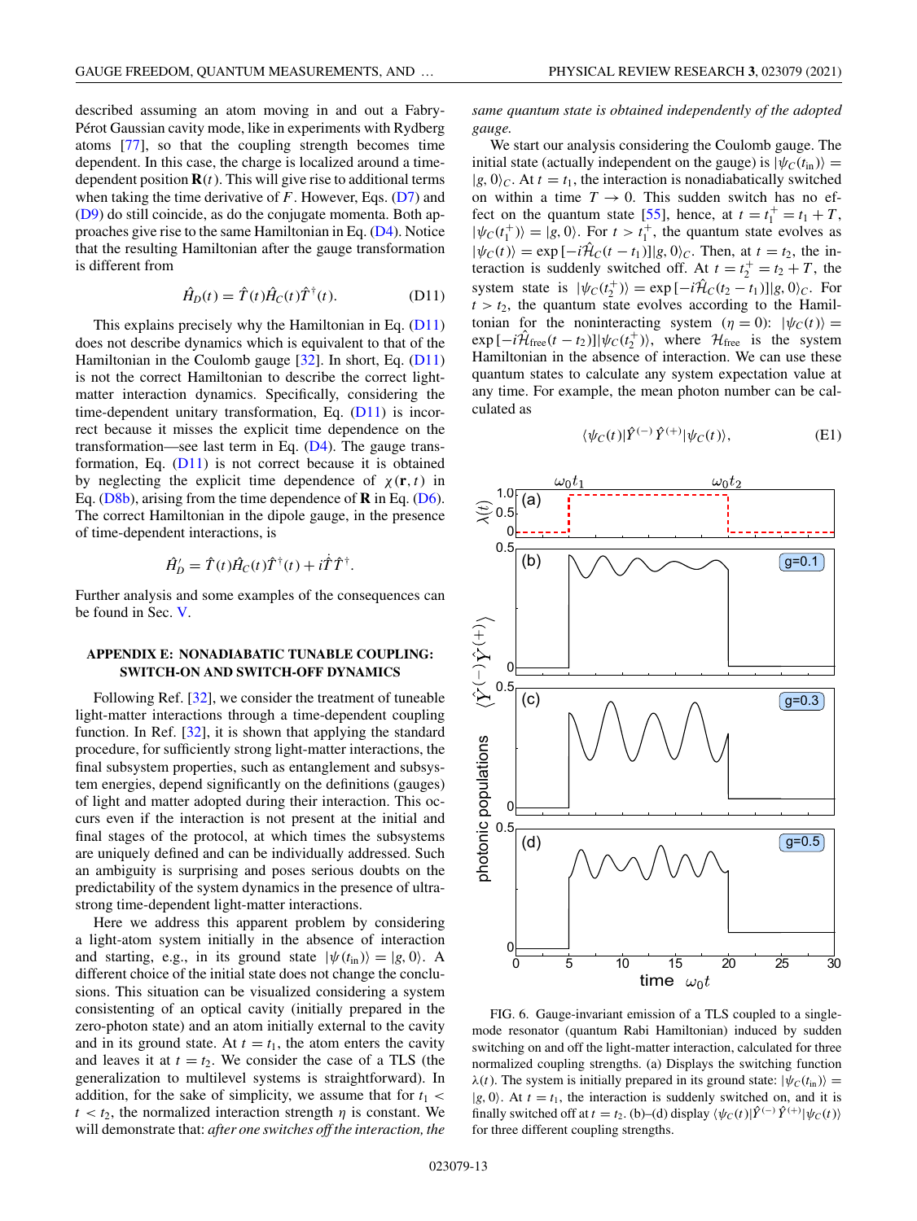described assuming an atom moving in and out a Fabry-Pérot Gaussian cavity mode, like in experiments with Rydberg atoms [77], so that the coupling strength becomes time dependent. In this case, the charge is localized around a time-dependent position $\mathbf{R}(t)$. This will give rise to additional terms when taking the time derivative of $F$. However, Eqs. (D7) and (D9) do still coincide, as do the conjugate momenta. Both approaches give rise to the same Hamiltonian in Eq. (D4). Notice that the resulting Hamiltonian after the gauge transformation is different from

$$\hat{H}_D(t) = \hat{T}(t)\hat{H}_C(t)\hat{T}^\dagger(t). \tag{D11}$$

This explains precisely why the Hamiltonian in Eq. (D11) does not describe dynamics which is equivalent to that of the Hamiltonian in the Coulomb gauge [32]. In short, Eq. (D11) is not the correct Hamiltonian to describe the correct light-matter interaction dynamics. Specifically, considering the time-dependent unitary transformation, Eq. (D11) is incorrect because it misses the explicit time dependence on the transformation—see last term in Eq. (D4). The gauge transformation, Eq. (D11) is not correct because it is obtained by neglecting the explicit time dependence of $\chi(\mathbf{r}, t)$ in Eq. (D8b), arising from the time dependence of $\mathbf{R}$ in Eq. (D6). The correct Hamiltonian in the dipole gauge, in the presence of time-dependent interactions, is

$$\hat{H}'_D = \hat{T}(t)\hat{H}_C(t)\hat{T}^\dagger(t) + i\dot{\hat{T}}\hat{T}^\dagger.$$

Further analysis and some examples of the consequences can be found in Sec. V.

## APPENDIX E: NONADIABATIC TUNABLE COUPLING: SWITCH-ON AND SWITCH-OFF DYNAMICS

Following Ref. [32], we consider the treatment of tuneable light-matter interactions through a time-dependent coupling function. In Ref. [32], it is shown that applying the standard procedure, for sufficiently strong light-matter interactions, the final subsystem properties, such as entanglement and subsystem energies, depend significantly on the definitions (gauges) of light and matter adopted during their interaction. This occurs even if the interaction is not present at the initial and final stages of the protocol, at which times the subsystems are uniquely defined and can be individually addressed. Such an ambiguity is surprising and poses serious doubts on the predictability of the system dynamics in the presence of ultrastrong time-dependent light-matter interactions.

Here we address this apparent problem by considering a light-atom system initially in the absence of interaction and starting, e.g., in its ground state $|\psi(t_{\rm in})\rangle = |g, 0\rangle$. A different choice of the initial state does not change the conclusions. This situation can be visualized considering a system consisting of an optical cavity (initially prepared in the zero-photon state) and an atom initially external to the cavity and in its ground state. At $t = t_1$, the atom enters the cavity and leaves it at $t = t_2$. We consider the case of a TLS (the generalization to multilevel systems is straightforward). In addition, for the sake of simplicity, we assume that for $t_1 < t < t_2$, the normalized interaction strength $\eta$ is constant. We will demonstrate that: *after one switches off the interaction, the same quantum state is obtained independently of the adopted gauge.*

We start our analysis considering the Coulomb gauge. The initial state (actually independent on the gauge) is $|\psi_C(t_{\rm in})\rangle = |g, 0\rangle_C$. At $t = t_1$, the interaction is nonadiabatically switched on within a time $T \to 0$. This sudden switch has no effect on the quantum state [55], hence, at $t = t_1^+ = t_1 + T$, $|\psi_C(t_1^+)\rangle = |g, 0\rangle$. For $t > t_1^+$, the quantum state evolves as $|\psi_C(t)\rangle = \exp{[-i\hat{\mathcal{H}}_C(t - t_1)]}|g, 0\rangle_C$. Then, at $t = t_2$, the interaction is suddenly switched off. At $t = t_2^+ = t_2 + T$, the system state is $|\psi_C(t_2^+)\rangle = \exp{[-i\hat{\mathcal{H}}_C(t_2 - t_1)]}|g, 0\rangle_C$. For $t > t_2$, the quantum state evolves according to the Hamiltonian for the noninteracting system ($\eta = 0$): $|\psi_C(t)\rangle = \exp{[-i\hat{\mathcal{H}}_{\rm free}(t - t_2)]}|\psi_C(t_2^+)\rangle$, where $\mathcal{H}_{\rm free}$ is the system Hamiltonian in the absence of interaction. We can use these quantum states to calculate any system expectation value at any time. For example, the mean photon number can be calculated as

$$\langle\psi_C(t)|\hat{Y}^{(-)}\hat{Y}^{(+)}|\psi_C(t)\rangle, \tag{E1}$$

FIG. 6. Gauge-invariant emission of a TLS coupled to a single-mode resonator (quantum Rabi Hamiltonian) induced by sudden switching on and off the light-matter interaction, calculated for three normalized coupling strengths. (a) Displays the switching function $\lambda(t)$. The system is initially prepared in its ground state: $|\psi_C(t_{\rm in})\rangle = |g, 0\rangle$. At $t = t_1$, the interaction is suddenly switched on, and it is finally switched off at $t = t_2$. (b)–(d) display $\langle\psi_C(t)|\hat{Y}^{(-)}\hat{Y}^{(+)}|\psi_C(t)\rangle$ for three different coupling strengths.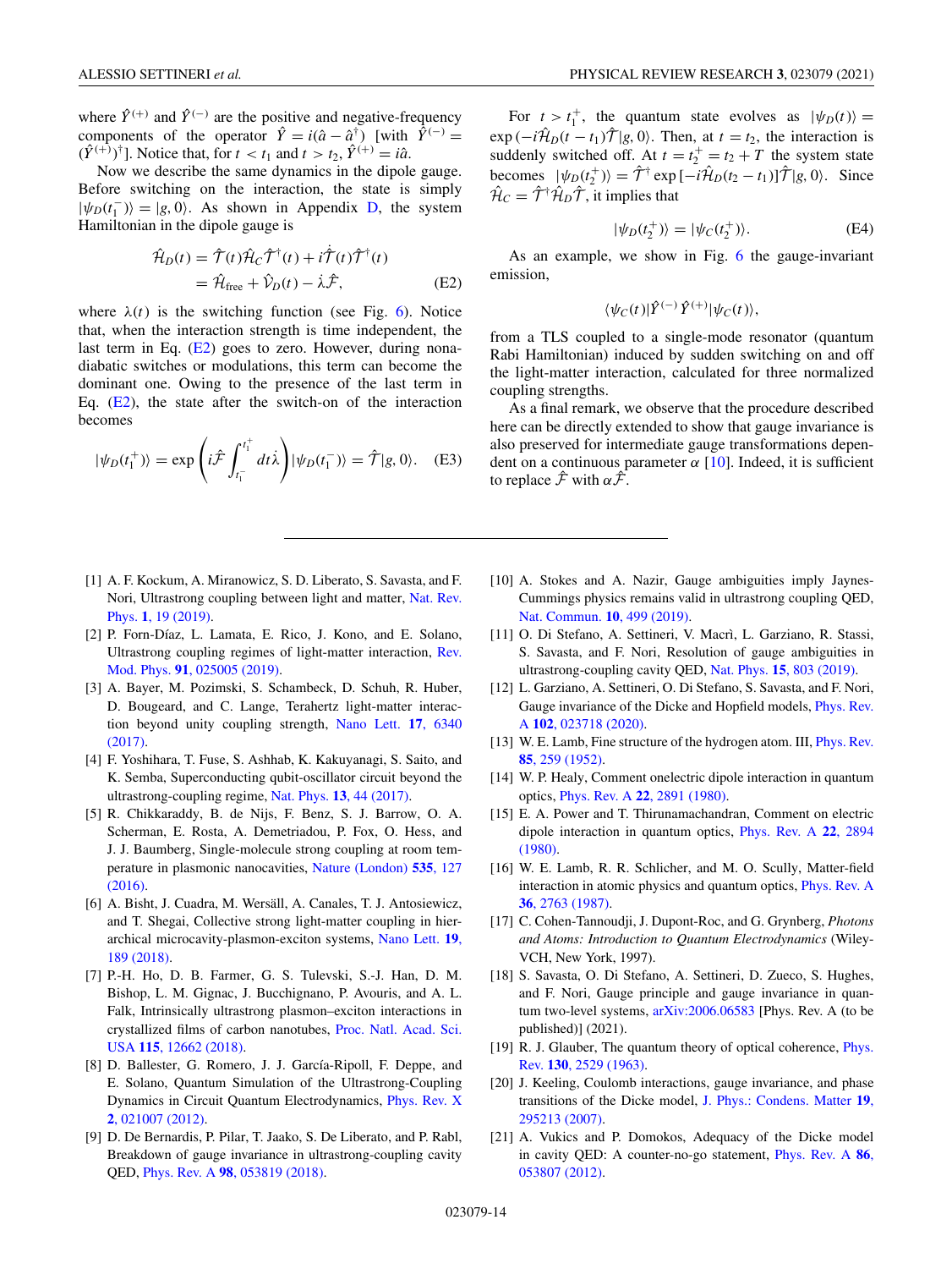where $\hat{Y}^{(+)}$ and $\hat{Y}^{(-)}$ are the positive and negative-frequency components of the operator $\hat{Y} = i(\hat{a} - \hat{a}^\dagger)$ [with $\hat{Y}^{(-)} = (\hat{Y}^{(+)})^\dagger$]. Notice that, for $t < t_1$ and $t > t_2$, $\hat{Y}^{(+)} = i\hat{a}$.

Now we describe the same dynamics in the dipole gauge. Before switching on the interaction, the state is simply $|\psi_D(t_1^-)\rangle = |g, 0\rangle$. As shown in Appendix D, the system Hamiltonian in the dipole gauge is

$$\begin{aligned}\hat{\mathcal{H}}_D(t) &= \hat{\mathcal{T}}(t)\hat{\mathcal{H}}_C\hat{\mathcal{T}}^\dagger(t) + i\dot{\hat{\mathcal{T}}}(t)\hat{\mathcal{T}}^\dagger(t)\\ &= \hat{\mathcal{H}}_{\text{free}} + \hat{V}_D(t) - \dot{\lambda}\hat{\mathcal{F}},\end{aligned} \tag{E2}$$

where $\lambda(t)$ is the switching function (see Fig. 6). Notice that, when the interaction strength is time independent, the last term in Eq. (E2) goes to zero. However, during nonadiabatic switches or modulations, this term can become the dominant one. Owing to the presence of the last term in Eq. (E2), the state after the switch-on of the interaction becomes

$$|\psi_D(t_1^+)\rangle = \exp\left(i\hat{\mathcal{F}}\int_{t_1^-}^{t_1^+} dt\dot{\lambda}\right)|\psi_D(t_1^-)\rangle = \hat{\mathcal{T}}|g, 0\rangle. \tag{E3}$$

For $t > t_1^+$, the quantum state evolves as $|\psi_D(t)\rangle = \exp{(-i\hat{\mathcal{H}}_D(t - t_1)}\hat{\mathcal{T}}|g, 0\rangle$. Then, at $t = t_2$, the interaction is suddenly switched off. At $t = t_2^+ = t_2 + T$ the system state becomes $|\psi_D(t_2^+)\rangle = \hat{\mathcal{T}}^\dagger \exp{[-i\hat{\mathcal{H}}_D(t_2 - t_1)]}\hat{\mathcal{T}}|g, 0\rangle$. Since $\hat{\mathcal{H}}_C = \hat{\mathcal{T}}^\dagger\hat{\mathcal{H}}_D\hat{\mathcal{T}}$, it implies that

$$|\psi_D(t_2^+)\rangle = |\psi_C(t_2^+)\rangle. \tag{E4}$$

As an example, we show in Fig. 6 the gauge-invariant emission,

$$\langle\psi_C(t)|\hat{Y}^{(-)}\hat{Y}^{(+)}|\psi_C(t)\rangle,$$

from a TLS coupled to a single-mode resonator (quantum Rabi Hamiltonian) induced by sudden switching on and off the light-matter interaction, calculated for three normalized coupling strengths.

As a final remark, we observe that the procedure described here can be directly extended to show that gauge invariance is also preserved for intermediate gauge transformations dependent on a continuous parameter $\alpha$ [10]. Indeed, it is sufficient to replace $\hat{\mathcal{F}}$ with $\alpha\hat{\mathcal{F}}$.

---

[1] A. F. Kockum, A. Miranowicz, S. D. Liberato, S. Savasta, and F. Nori, Ultrastrong coupling between light and matter, Nat. Rev. Phys. **1**, 19 (2019).

[2] P. Forn-Díaz, L. Lamata, E. Rico, J. Kono, and E. Solano, Ultrastrong coupling regimes of light-matter interaction, Rev. Mod. Phys. **91**, 025005 (2019).

[3] A. Bayer, M. Pozimski, S. Schambeck, D. Schuh, R. Huber, D. Bougeard, and C. Lange, Terahertz light-matter interaction beyond unity coupling strength, Nano Lett. **17**, 6340 (2017).

[4] F. Yoshihara, T. Fuse, S. Ashhab, K. Kakuyanagi, S. Saito, and K. Semba, Superconducting qubit-oscillator circuit beyond the ultrastrong-coupling regime, Nat. Phys. **13**, 44 (2017).

[5] R. Chikkaraddy, B. de Nijs, F. Benz, S. J. Barrow, O. A. Scherman, E. Rosta, A. Demetriadou, P. Fox, O. Hess, and J. J. Baumberg, Single-molecule strong coupling at room temperature in plasmonic nanocavities, Nature (London) **535**, 127 (2016).

[6] A. Bisht, J. Cuadra, M. Wersäll, A. Canales, T. J. Antosiewicz, and T. Shegai, Collective strong light-matter coupling in hierarchical microcavity-plasmon-exciton systems, Nano Lett. **19**, 189 (2018).

[7] P.-H. Ho, D. B. Farmer, G. S. Tulevski, S.-J. Han, D. M. Bishop, L. M. Gignac, J. Bucchignano, P. Avouris, and A. L. Falk, Intrinsically ultrastrong plasmon–exciton interactions in crystallized films of carbon nanotubes, Proc. Natl. Acad. Sci. USA **115**, 12662 (2018).

[8] D. Ballester, G. Romero, J. J. García-Ripoll, F. Deppe, and E. Solano, Quantum Simulation of the Ultrastrong-Coupling Dynamics in Circuit Quantum Electrodynamics, Phys. Rev. X **2**, 021007 (2012).

[9] D. De Bernardis, P. Pilar, T. Jaako, S. De Liberato, and P. Rabl, Breakdown of gauge invariance in ultrastrong-coupling cavity QED, Phys. Rev. A **98**, 053819 (2018).

[10] A. Stokes and A. Nazir, Gauge ambiguities imply Jaynes-Cummings physics remains valid in ultrastrong coupling QED, Nat. Commun. **10**, 499 (2019).

[11] O. Di Stefano, A. Settineri, V. Macrì, L. Garziano, R. Stassi, S. Savasta, and F. Nori, Resolution of gauge ambiguities in ultrastrong-coupling cavity QED, Nat. Phys. **15**, 803 (2019).

[12] L. Garziano, A. Settineri, O. Di Stefano, S. Savasta, and F. Nori, Gauge invariance of the Dicke and Hopfield models, Phys. Rev. A **102**, 023718 (2020).

[13] W. E. Lamb, Fine structure of the hydrogen atom. III, Phys. Rev. **85**, 259 (1952).

[14] W. P. Healy, Comment onelectric dipole interaction in quantum optics, Phys. Rev. A **22**, 2891 (1980).

[15] E. A. Power and T. Thirunamachandran, Comment on electric dipole interaction in quantum optics, Phys. Rev. A **22**, 2894 (1980).

[16] W. E. Lamb, R. R. Schlicher, and M. O. Scully, Matter-field interaction in atomic physics and quantum optics, Phys. Rev. A **36**, 2763 (1987).

[17] C. Cohen-Tannoudji, J. Dupont-Roc, and G. Grynberg, *Photons and Atoms: Introduction to Quantum Electrodynamics* (Wiley-VCH, New York, 1997).

[18] S. Savasta, O. Di Stefano, A. Settineri, D. Zueco, S. Hughes, and F. Nori, Gauge principle and gauge invariance in quantum two-level systems, arXiv:2006.06583 [Phys. Rev. A (to be published)] (2021).

[19] R. J. Glauber, The quantum theory of optical coherence, Phys. Rev. **130**, 2529 (1963).

[20] J. Keeling, Coulomb interactions, gauge invariance, and phase transitions of the Dicke model, J. Phys.: Condens. Matter **19**, 295213 (2007).

[21] A. Vukics and P. Domokos, Adequacy of the Dicke model in cavity QED: A counter-no-go statement, Phys. Rev. A **86**, 053807 (2012).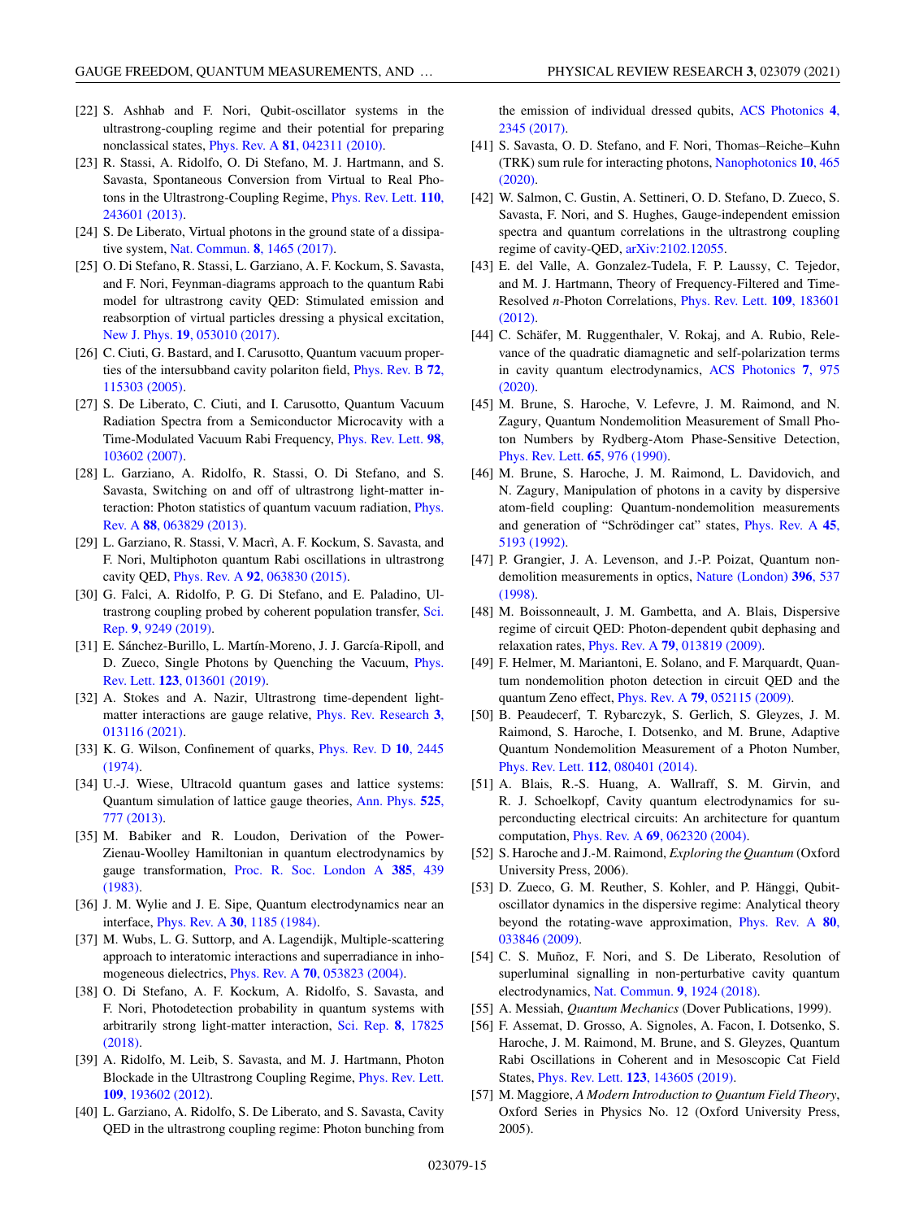[22] S. Ashhab and F. Nori, Qubit-oscillator systems in the ultrastrong-coupling regime and their potential for preparing nonclassical states, Phys. Rev. A **81**, 042311 (2010).

[23] R. Stassi, A. Ridolfo, O. Di Stefano, M. J. Hartmann, and S. Savasta, Spontaneous Conversion from Virtual to Real Photons in the Ultrastrong-Coupling Regime, Phys. Rev. Lett. **110**, 243601 (2013).

[24] S. De Liberato, Virtual photons in the ground state of a dissipative system, Nat. Commun. **8**, 1465 (2017).

[25] O. Di Stefano, R. Stassi, L. Garziano, A. F. Kockum, S. Savasta, and F. Nori, Feynman-diagrams approach to the quantum Rabi model for ultrastrong cavity QED: Stimulated emission and reabsorption of virtual particles dressing a physical excitation, New J. Phys. **19**, 053010 (2017).

[26] C. Ciuti, G. Bastard, and I. Carusotto, Quantum vacuum properties of the intersubband cavity polariton field, Phys. Rev. B **72**, 115303 (2005).

[27] S. De Liberato, C. Ciuti, and I. Carusotto, Quantum Vacuum Radiation Spectra from a Semiconductor Microcavity with a Time-Modulated Vacuum Rabi Frequency, Phys. Rev. Lett. **98**, 103602 (2007).

[28] L. Garziano, A. Ridolfo, R. Stassi, O. Di Stefano, and S. Savasta, Switching on and off of ultrastrong light-matter interaction: Photon statistics of quantum vacuum radiation, Phys. Rev. A **88**, 063829 (2013).

[29] L. Garziano, R. Stassi, V. Macrì, A. F. Kockum, S. Savasta, and F. Nori, Multiphoton quantum Rabi oscillations in ultrastrong cavity QED, Phys. Rev. A **92**, 063830 (2015).

[30] G. Falci, A. Ridolfo, P. G. Di Stefano, and E. Paladino, Ultrastrong coupling probed by coherent population transfer, Sci. Rep. **9**, 9249 (2019).

[31] E. Sánchez-Burillo, L. Martín-Moreno, J. J. García-Ripoll, and D. Zueco, Single Photons by Quenching the Vacuum, Phys. Rev. Lett. **123**, 013601 (2019).

[32] A. Stokes and A. Nazir, Ultrastrong time-dependent light-matter interactions are gauge relative, Phys. Rev. Research **3**, 013116 (2021).

[33] K. G. Wilson, Confinement of quarks, Phys. Rev. D **10**, 2445 (1974).

[34] U.-J. Wiese, Ultracold quantum gases and lattice systems: Quantum simulation of lattice gauge theories, Ann. Phys. **525**, 777 (2013).

[35] M. Babiker and R. Loudon, Derivation of the Power-Zienau-Woolley Hamiltonian in quantum electrodynamics by gauge transformation, Proc. R. Soc. London A **385**, 439 (1983).

[36] J. M. Wylie and J. E. Sipe, Quantum electrodynamics near an interface, Phys. Rev. A **30**, 1185 (1984).

[37] M. Wubs, L. G. Suttorp, and A. Lagendijk, Multiple-scattering approach to interatomic interactions and superradiance in inhomogeneous dielectrics, Phys. Rev. A **70**, 053823 (2004).

[38] O. Di Stefano, A. F. Kockum, A. Ridolfo, S. Savasta, and F. Nori, Photodetection probability in quantum systems with arbitrarily strong light-matter interaction, Sci. Rep. **8**, 17825 (2018).

[39] A. Ridolfo, M. Leib, S. Savasta, and M. J. Hartmann, Photon Blockade in the Ultrastrong Coupling Regime, Phys. Rev. Lett. **109**, 193602 (2012).

[40] L. Garziano, A. Ridolfo, S. De Liberato, and S. Savasta, Cavity QED in the ultrastrong coupling regime: Photon bunching from the emission of individual dressed qubits, ACS Photonics **4**, 2345 (2017).

[41] S. Savasta, O. D. Stefano, and F. Nori, Thomas–Reiche–Kuhn (TRK) sum rule for interacting photons, Nanophotonics **10**, 465 (2020).

[42] W. Salmon, C. Gustin, A. Settineri, O. D. Stefano, D. Zueco, S. Savasta, F. Nori, and S. Hughes, Gauge-independent emission spectra and quantum correlations in the ultrastrong coupling regime of cavity-QED, arXiv:2102.12055.

[43] E. del Valle, A. Gonzalez-Tudela, F. P. Laussy, C. Tejedor, and M. J. Hartmann, Theory of Frequency-Filtered and Time-Resolved $n$-Photon Correlations, Phys. Rev. Lett. **109**, 183601 (2012).

[44] C. Schäfer, M. Ruggenthaler, V. Rokaj, and A. Rubio, Relevance of the quadratic diamagnetic and self-polarization terms in cavity quantum electrodynamics, ACS Photonics **7**, 975 (2020).

[45] M. Brune, S. Haroche, V. Lefevre, J. M. Raimond, and N. Zagury, Quantum Nondemolition Measurement of Small Photon Numbers by Rydberg-Atom Phase-Sensitive Detection, Phys. Rev. Lett. **65**, 976 (1990).

[46] M. Brune, S. Haroche, J. M. Raimond, L. Davidovich, and N. Zagury, Manipulation of photons in a cavity by dispersive atom-field coupling: Quantum-nondemolition measurements and generation of "Schrödinger cat" states, Phys. Rev. A **45**, 5193 (1992).

[47] P. Grangier, J. A. Levenson, and J.-P. Poizat, Quantum non-demolition measurements in optics, Nature (London) **396**, 537 (1998).

[48] M. Boissonneault, J. M. Gambetta, and A. Blais, Dispersive regime of circuit QED: Photon-dependent qubit dephasing and relaxation rates, Phys. Rev. A **79**, 013819 (2009).

[49] F. Helmer, M. Mariantoni, E. Solano, and F. Marquardt, Quantum nondemolition photon detection in circuit QED and the quantum Zeno effect, Phys. Rev. A **79**, 052115 (2009).

[50] B. Peaudecerf, T. Rybarczyk, S. Gerlich, S. Gleyzes, J. M. Raimond, S. Haroche, I. Dotsenko, and M. Brune, Adaptive Quantum Nondemolition Measurement of a Photon Number, Phys. Rev. Lett. **112**, 080401 (2014).

[51] A. Blais, R.-S. Huang, A. Wallraff, S. M. Girvin, and R. J. Schoelkopf, Cavity quantum electrodynamics for superconducting electrical circuits: An architecture for quantum computation, Phys. Rev. A **69**, 062320 (2004).

[52] S. Haroche and J.-M. Raimond, *Exploring the Quantum* (Oxford University Press, 2006).

[53] D. Zueco, G. M. Reuther, S. Kohler, and P. Hänggi, Qubit-oscillator dynamics in the dispersive regime: Analytical theory beyond the rotating-wave approximation, Phys. Rev. A **80**, 033846 (2009).

[54] C. S. Muñoz, F. Nori, and S. De Liberato, Resolution of superluminal signalling in non-perturbative cavity quantum electrodynamics, Nat. Commun. **9**, 1924 (2018).

[55] A. Messiah, *Quantum Mechanics* (Dover Publications, 1999).

[56] F. Assemat, D. Grosso, A. Signoles, A. Facon, I. Dotsenko, S. Haroche, J. M. Raimond, M. Brune, and S. Gleyzes, Quantum Rabi Oscillations in Coherent and in Mesoscopic Cat Field States, Phys. Rev. Lett. **123**, 143605 (2019).

[57] M. Maggiore, *A Modern Introduction to Quantum Field Theory*, Oxford Series in Physics No. 12 (Oxford University Press, 2005).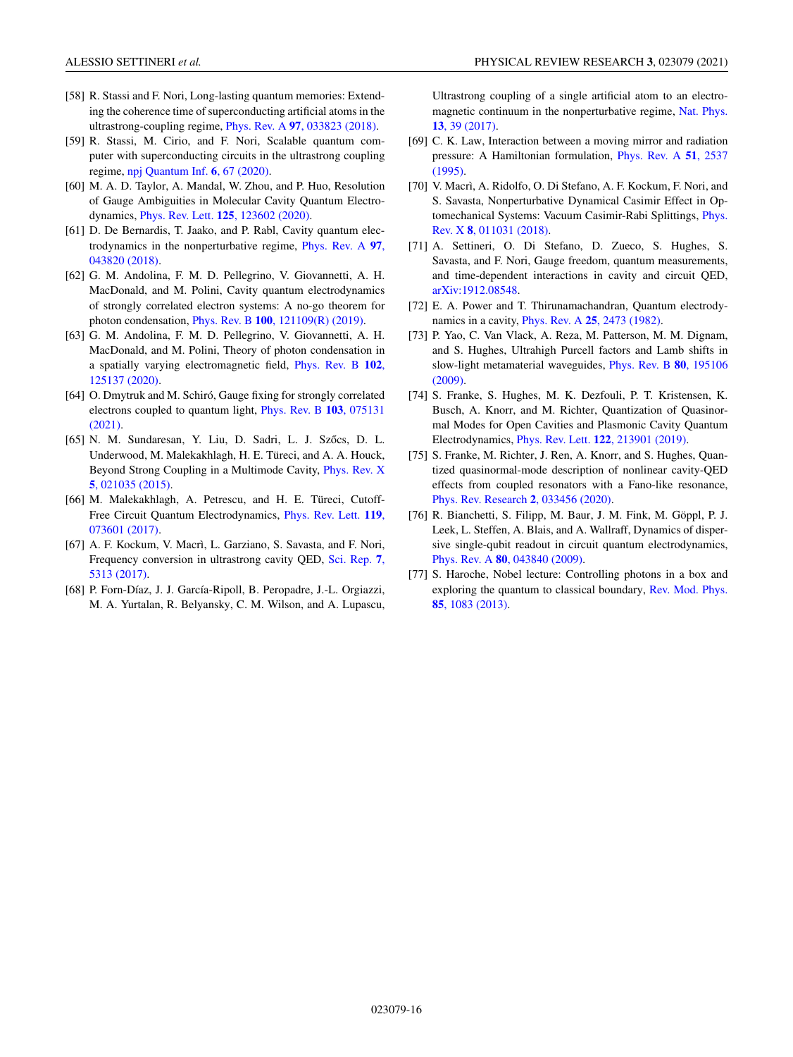[58] R. Stassi and F. Nori, Long-lasting quantum memories: Extending the coherence time of superconducting artificial atoms in the ultrastrong-coupling regime, Phys. Rev. A **97**, 033823 (2018).

[59] R. Stassi, M. Cirio, and F. Nori, Scalable quantum computer with superconducting circuits in the ultrastrong coupling regime, npj Quantum Inf. **6**, 67 (2020).

[60] M. A. D. Taylor, A. Mandal, W. Zhou, and P. Huo, Resolution of Gauge Ambiguities in Molecular Cavity Quantum Electrodynamics, Phys. Rev. Lett. **125**, 123602 (2020).

[61] D. De Bernardis, T. Jaako, and P. Rabl, Cavity quantum electrodynamics in the nonperturbative regime, Phys. Rev. A **97**, 043820 (2018).

[62] G. M. Andolina, F. M. D. Pellegrino, V. Giovannetti, A. H. MacDonald, and M. Polini, Cavity quantum electrodynamics of strongly correlated electron systems: A no-go theorem for photon condensation, Phys. Rev. B **100**, 121109(R) (2019).

[63] G. M. Andolina, F. M. D. Pellegrino, V. Giovannetti, A. H. MacDonald, and M. Polini, Theory of photon condensation in a spatially varying electromagnetic field, Phys. Rev. B **102**, 125137 (2020).

[64] O. Dmytruk and M. Schiró, Gauge fixing for strongly correlated electrons coupled to quantum light, Phys. Rev. B **103**, 075131 (2021).

[65] N. M. Sundaresan, Y. Liu, D. Sadri, L. J. Szőcs, D. L. Underwood, M. Malekakhlagh, H. E. Türeci, and A. A. Houck, Beyond Strong Coupling in a Multimode Cavity, Phys. Rev. X **5**, 021035 (2015).

[66] M. Malekakhlagh, A. Petrescu, and H. E. Türeci, Cutoff-Free Circuit Quantum Electrodynamics, Phys. Rev. Lett. **119**, 073601 (2017).

[67] A. F. Kockum, V. Macrì, L. Garziano, S. Savasta, and F. Nori, Frequency conversion in ultrastrong cavity QED, Sci. Rep. **7**, 5313 (2017).

[68] P. Forn-Díaz, J. J. García-Ripoll, B. Peropadre, J.-L. Orgiazzi, M. A. Yurtalan, R. Belyansky, C. M. Wilson, and A. Lupascu, Ultrastrong coupling of a single artificial atom to an electromagnetic continuum in the nonperturbative regime, Nat. Phys. **13**, 39 (2017).

[69] C. K. Law, Interaction between a moving mirror and radiation pressure: A Hamiltonian formulation, Phys. Rev. A **51**, 2537 (1995).

[70] V. Macrì, A. Ridolfo, O. Di Stefano, A. F. Kockum, F. Nori, and S. Savasta, Nonperturbative Dynamical Casimir Effect in Optomechanical Systems: Vacuum Casimir-Rabi Splittings, Phys. Rev. X **8**, 011031 (2018).

[71] A. Settineri, O. Di Stefano, D. Zueco, S. Hughes, S. Savasta, and F. Nori, Gauge freedom, quantum measurements, and time-dependent interactions in cavity and circuit QED, arXiv:1912.08548.

[72] E. A. Power and T. Thirunamachandran, Quantum electrodynamics in a cavity, Phys. Rev. A **25**, 2473 (1982).

[73] P. Yao, C. Van Vlack, A. Reza, M. Patterson, M. M. Dignam, and S. Hughes, Ultrahigh Purcell factors and Lamb shifts in slow-light metamaterial waveguides, Phys. Rev. B **80**, 195106 (2009).

[74] S. Franke, S. Hughes, M. K. Dezfouli, P. T. Kristensen, K. Busch, A. Knorr, and M. Richter, Quantization of Quasinormal Modes for Open Cavities and Plasmonic Cavity Quantum Electrodynamics, Phys. Rev. Lett. **122**, 213901 (2019).

[75] S. Franke, M. Richter, J. Ren, A. Knorr, and S. Hughes, Quantized quasinormal-mode description of nonlinear cavity-QED effects from coupled resonators with a Fano-like resonance, Phys. Rev. Research **2**, 033456 (2020).

[76] R. Bianchetti, S. Filipp, M. Baur, J. M. Fink, M. Göppl, P. J. Leek, L. Steffen, A. Blais, and A. Wallraff, Dynamics of dispersive single-qubit readout in circuit quantum electrodynamics, Phys. Rev. A **80**, 043840 (2009).

[77] S. Haroche, Nobel lecture: Controlling photons in a box and exploring the quantum to classical boundary, Rev. Mod. Phys. **85**, 1083 (2013).